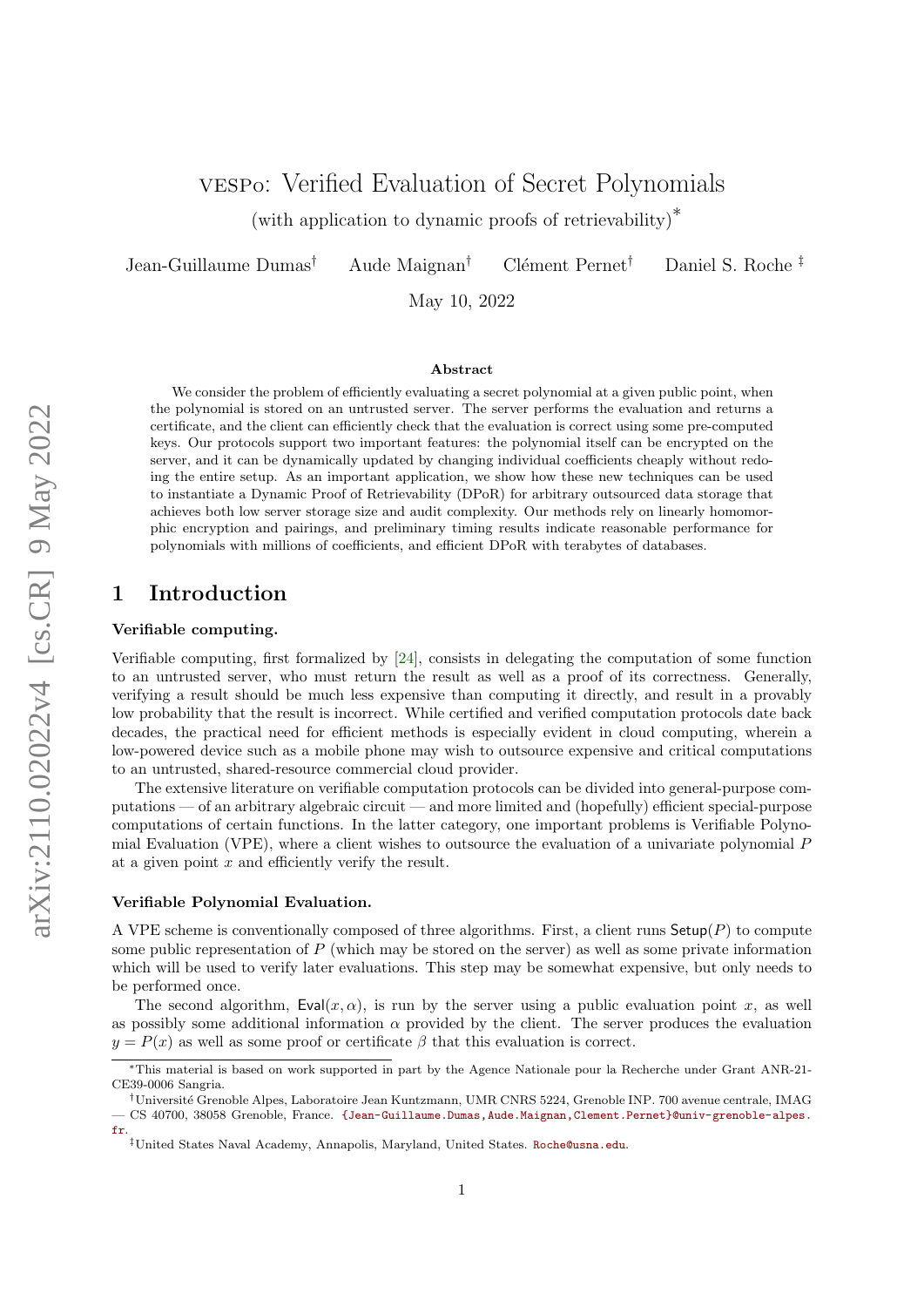# vespo: Verified Evaluation of Secret Polynomials

(with application to dynamic proofs of retrievability)*

Jean-Guillaume Dumas† Aude Maignan† Clément Pernet† Daniel S. Roche‡

May 10, 2022

### Abstract

We consider the problem of efficiently evaluating a secret polynomial at a given public point, when the polynomial is stored on an untrusted server. The server performs the evaluation and returns a certificate, and the client can efficiently check that the evaluation is correct using some pre-computed keys. Our protocols support two important features: the polynomial itself can be encrypted on the server, and it can be dynamically updated by changing individual coefficients cheaply without redoing the entire setup. As an important application, we show how these new techniques can be used to instantiate a Dynamic Proof of Retrievability (DPoR) for arbitrary outsourced data storage that achieves both low server storage size and audit complexity. Our methods rely on linearly homomorphic encryption and pairings, and preliminary timing results indicate reasonable performance for polynomials with millions of coefficients, and efficient DPoR with terabytes of databases.

## 1 Introduction

#### Verifiable computing.

Verifiable computing, first formalized by [24], consists in delegating the computation of some function to an untrusted server, who must return the result as well as a proof of its correctness. Generally, verifying a result should be much less expensive than computing it directly, and result in a provably low probability that the result is incorrect. While certified and verified computation protocols date back decades, the practical need for efficient methods is especially evident in cloud computing, wherein a low-powered device such as a mobile phone may wish to outsource expensive and critical computations to an untrusted, shared-resource commercial cloud provider.

The extensive literature on verifiable computation protocols can be divided into general-purpose computations — of an arbitrary algebraic circuit — and more limited and (hopefully) efficient special-purpose computations of certain functions. In the latter category, one important problems is Verifiable Polynomial Evaluation (VPE), where a client wishes to outsource the evaluation of a univariate polynomial $P$ at a given point $x$ and efficiently verify the result.

#### Verifiable Polynomial Evaluation.

A VPE scheme is conventionally composed of three algorithms. First, a client runs $\mathsf{Setup}(P)$ to compute some public representation of $P$ (which may be stored on the server) as well as some private information which will be used to verify later evaluations. This step may be somewhat expensive, but only needs to be performed once.

The second algorithm, $\mathsf{Eval}(x, \alpha)$, is run by the server using a public evaluation point $x$, as well as possibly some additional information $\alpha$ provided by the client. The server produces the evaluation $y = P(x)$ as well as some proof or certificate $\beta$ that this evaluation is correct.

*This material is based on work supported in part by the Agence Nationale pour la Recherche under Grant ANR-21-CE39-0006 Sangria.

†Université Grenoble Alpes, Laboratoire Jean Kuntzmann, UMR CNRS 5224, Grenoble INP. 700 avenue centrale, IMAG — CS 40700, 38058 Grenoble, France. {Jean-Guillaume.Dumas,Aude.Maignan,Clement.Pernet}@univ-grenoble-alpes.fr.

‡United States Naval Academy, Annapolis, Maryland, United States. Roche@usna.edu.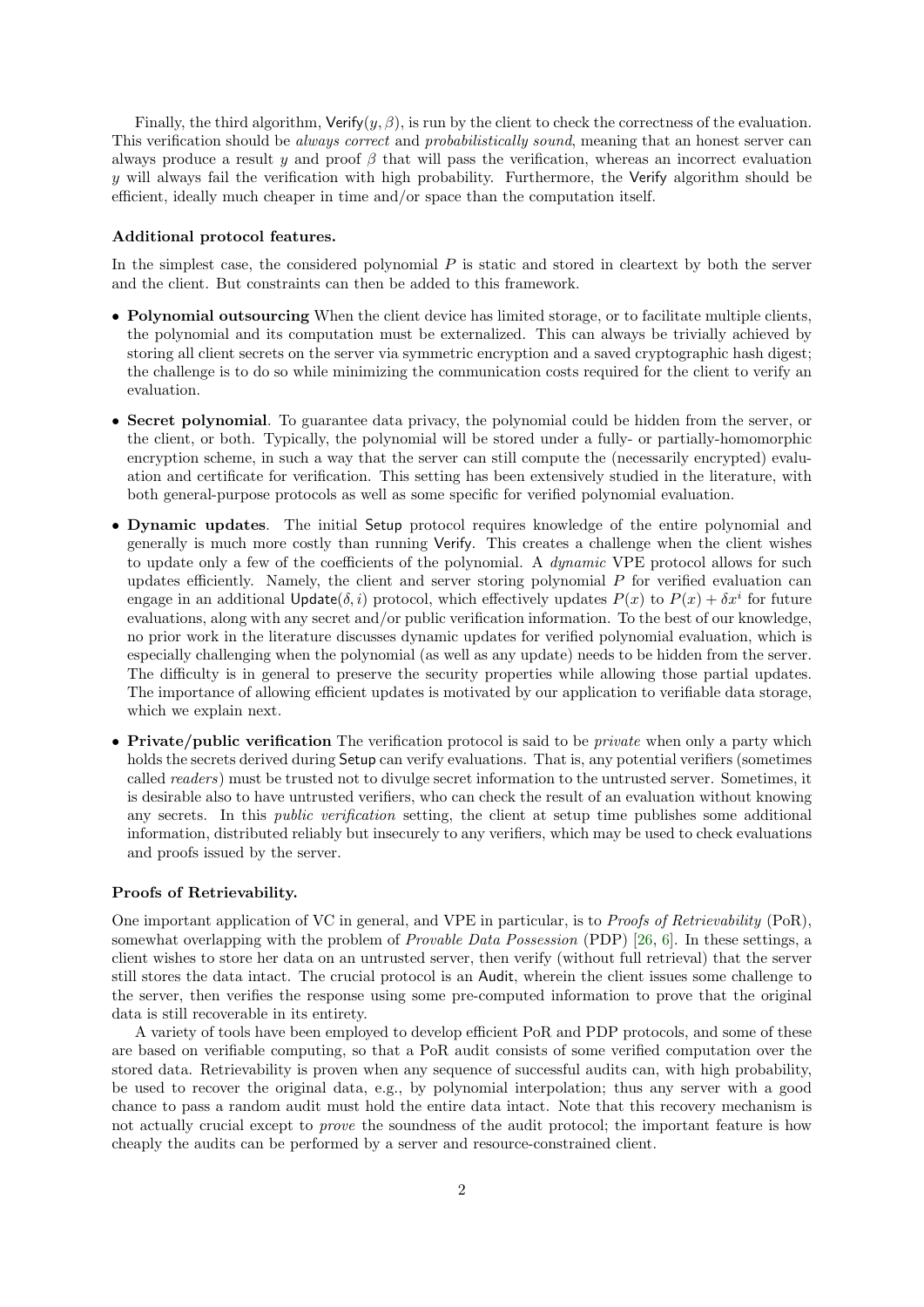Finally, the third algorithm, Verify$(y, \beta)$, is run by the client to check the correctness of the evaluation. This verification should be *always correct* and *probabilistically sound*, meaning that an honest server can always produce a result $y$ and proof $\beta$ that will pass the verification, whereas an incorrect evaluation $y$ will always fail the verification with high probability. Furthermore, the Verify algorithm should be efficient, ideally much cheaper in time and/or space than the computation itself.

**Additional protocol features.**

In the simplest case, the considered polynomial $P$ is static and stored in cleartext by both the server and the client. But constraints can then be added to this framework.

- **Polynomial outsourcing** When the client device has limited storage, or to facilitate multiple clients, the polynomial and its computation must be externalized. This can always be trivially achieved by storing all client secrets on the server via symmetric encryption and a saved cryptographic hash digest; the challenge is to do so while minimizing the communication costs required for the client to verify an evaluation.
- **Secret polynomial**. To guarantee data privacy, the polynomial could be hidden from the server, or the client, or both. Typically, the polynomial will be stored under a fully- or partially-homomorphic encryption scheme, in such a way that the server can still compute the (necessarily encrypted) evaluation and certificate for verification. This setting has been extensively studied in the literature, with both general-purpose protocols as well as some specific for verified polynomial evaluation.
- **Dynamic updates**. The initial Setup protocol requires knowledge of the entire polynomial and generally is much more costly than running Verify. This creates a challenge when the client wishes to update only a few of the coefficients of the polynomial. A *dynamic* VPE protocol allows for such updates efficiently. Namely, the client and server storing polynomial $P$ for verified evaluation can engage in an additional Update$(\delta, i)$ protocol, which effectively updates $P(x)$ to $P(x) + \delta x^i$ for future evaluations, along with any secret and/or public verification information. To the best of our knowledge, no prior work in the literature discusses dynamic updates for verified polynomial evaluation, which is especially challenging when the polynomial (as well as any update) needs to be hidden from the server. The difficulty is in general to preserve the security properties while allowing those partial updates. The importance of allowing efficient updates is motivated by our application to verifiable data storage, which we explain next.
- **Private/public verification** The verification protocol is said to be *private* when only a party which holds the secrets derived during Setup can verify evaluations. That is, any potential verifiers (sometimes called *readers*) must be trusted not to divulge secret information to the untrusted server. Sometimes, it is desirable also to have untrusted verifiers, who can check the result of an evaluation without knowing any secrets. In this *public verification* setting, the client at setup time publishes some additional information, distributed reliably but insecurely to any verifiers, which may be used to check evaluations and proofs issued by the server.

**Proofs of Retrievability.**

One important application of VC in general, and VPE in particular, is to *Proofs of Retrievability* (PoR), somewhat overlapping with the problem of *Provable Data Possession* (PDP) [26, 6]. In these settings, a client wishes to store her data on an untrusted server, then verify (without full retrieval) that the server still stores the data intact. The crucial protocol is an Audit, wherein the client issues some challenge to the server, then verifies the response using some pre-computed information to prove that the original data is still recoverable in its entirety.

A variety of tools have been employed to develop efficient PoR and PDP protocols, and some of these are based on verifiable computing, so that a PoR audit consists of some verified computation over the stored data. Retrievability is proven when any sequence of successful audits can, with high probability, be used to recover the original data, e.g., by polynomial interpolation; thus any server with a good chance to pass a random audit must hold the entire data intact. Note that this recovery mechanism is not actually crucial except to *prove* the soundness of the audit protocol; the important feature is how cheaply the audits can be performed by a server and resource-constrained client.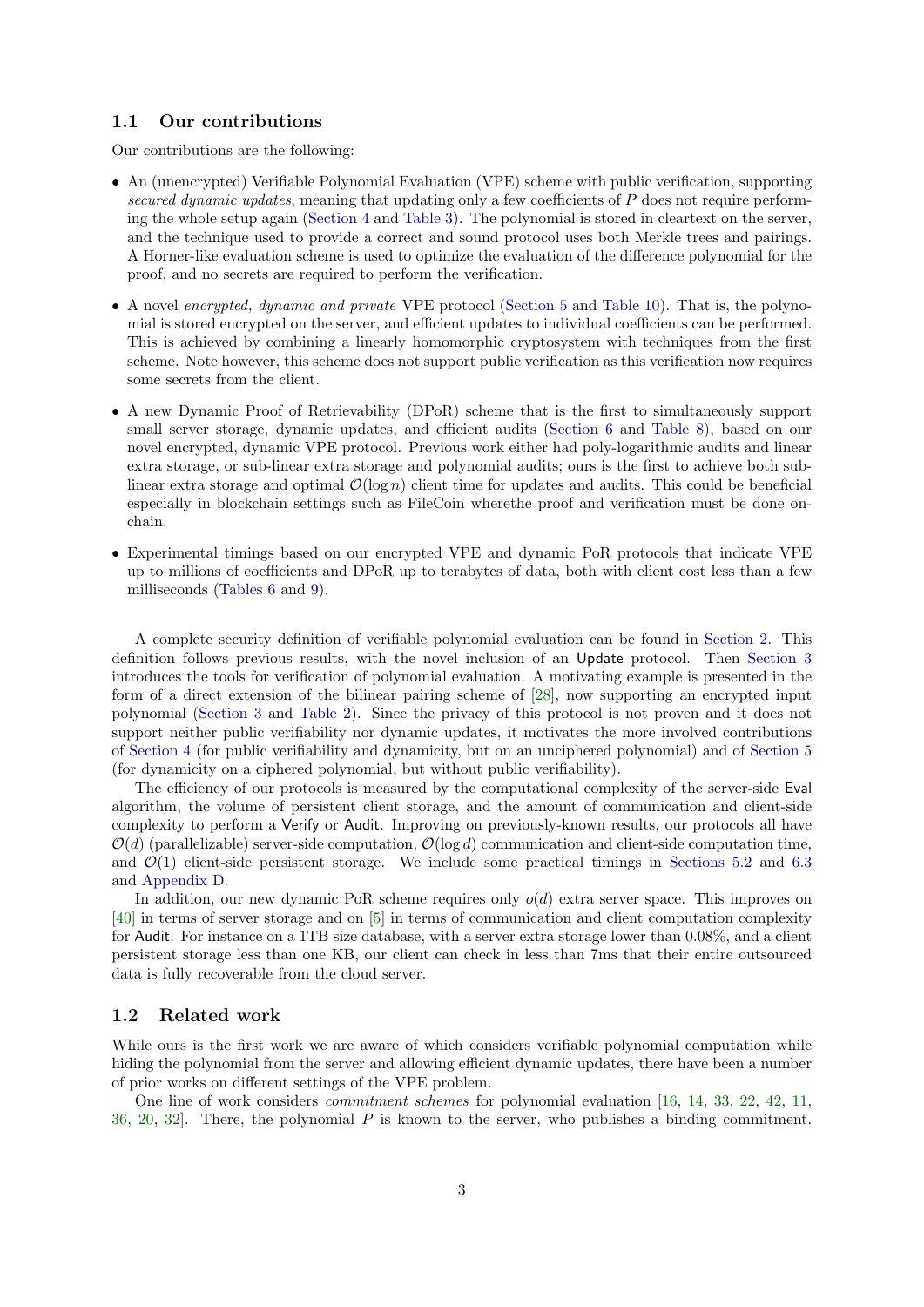### 1.1 Our contributions

Our contributions are the following:

- An (unencrypted) Verifiable Polynomial Evaluation (VPE) scheme with public verification, supporting *secured dynamic updates*, meaning that updating only a few coefficients of $P$ does not require performing the whole setup again (Section 4 and Table 3). The polynomial is stored in cleartext on the server, and the technique used to provide a correct and sound protocol uses both Merkle trees and pairings. A Horner-like evaluation scheme is used to optimize the evaluation of the difference polynomial for the proof, and no secrets are required to perform the verification.
- A novel *encrypted, dynamic and private* VPE protocol (Section 5 and Table 10). That is, the polynomial is stored encrypted on the server, and efficient updates to individual coefficients can be performed. This is achieved by combining a linearly homomorphic cryptosystem with techniques from the first scheme. Note however, this scheme does not support public verification as this verification now requires some secrets from the client.
- A new Dynamic Proof of Retrievability (DPoR) scheme that is the first to simultaneously support small server storage, dynamic updates, and efficient audits (Section 6 and Table 8), based on our novel encrypted, dynamic VPE protocol. Previous work either had poly-logarithmic audits and linear extra storage, or sub-linear extra storage and polynomial audits; ours is the first to achieve both sub-linear extra storage and optimal $\mathcal{O}(\log n)$ client time for updates and audits. This could be beneficial especially in blockchain settings such as FileCoin wherethe proof and verification must be done on-chain.
- Experimental timings based on our encrypted VPE and dynamic PoR protocols that indicate VPE up to millions of coefficients and DPoR up to terabytes of data, both with client cost less than a few milliseconds (Tables 6 and 9).

A complete security definition of verifiable polynomial evaluation can be found in Section 2. This definition follows previous results, with the novel inclusion of an Update protocol. Then Section 3 introduces the tools for verification of polynomial evaluation. A motivating example is presented in the form of a direct extension of the bilinear pairing scheme of [28], now supporting an encrypted input polynomial (Section 3 and Table 2). Since the privacy of this protocol is not proven and it does not support neither public verifiability nor dynamic updates, it motivates the more involved contributions of Section 4 (for public verifiability and dynamicity, but on an unciphered polynomial) and of Section 5 (for dynamicity on a ciphered polynomial, but without public verifiability).

The efficiency of our protocols is measured by the computational complexity of the server-side Eval algorithm, the volume of persistent client storage, and the amount of communication and client-side complexity to perform a Verify or Audit. Improving on previously-known results, our protocols all have $\mathcal{O}(d)$ (parallelizable) server-side computation, $\mathcal{O}(\log d)$ communication and client-side computation time, and $\mathcal{O}(1)$ client-side persistent storage. We include some practical timings in Sections 5.2 and 6.3 and Appendix D.

In addition, our new dynamic PoR scheme requires only $o(d)$ extra server space. This improves on [40] in terms of server storage and on [5] in terms of communication and client computation complexity for Audit. For instance on a 1TB size database, with a server extra storage lower than 0.08%, and a client persistent storage less than one KB, our client can check in less than 7ms that their entire outsourced data is fully recoverable from the cloud server.

### 1.2 Related work

While ours is the first work we are aware of which considers verifiable polynomial computation while hiding the polynomial from the server and allowing efficient dynamic updates, there have been a number of prior works on different settings of the VPE problem.

One line of work considers *commitment schemes* for polynomial evaluation [16, 14, 33, 22, 42, 11, 36, 20, 32]. There, the polynomial $P$ is known to the server, who publishes a binding commitment.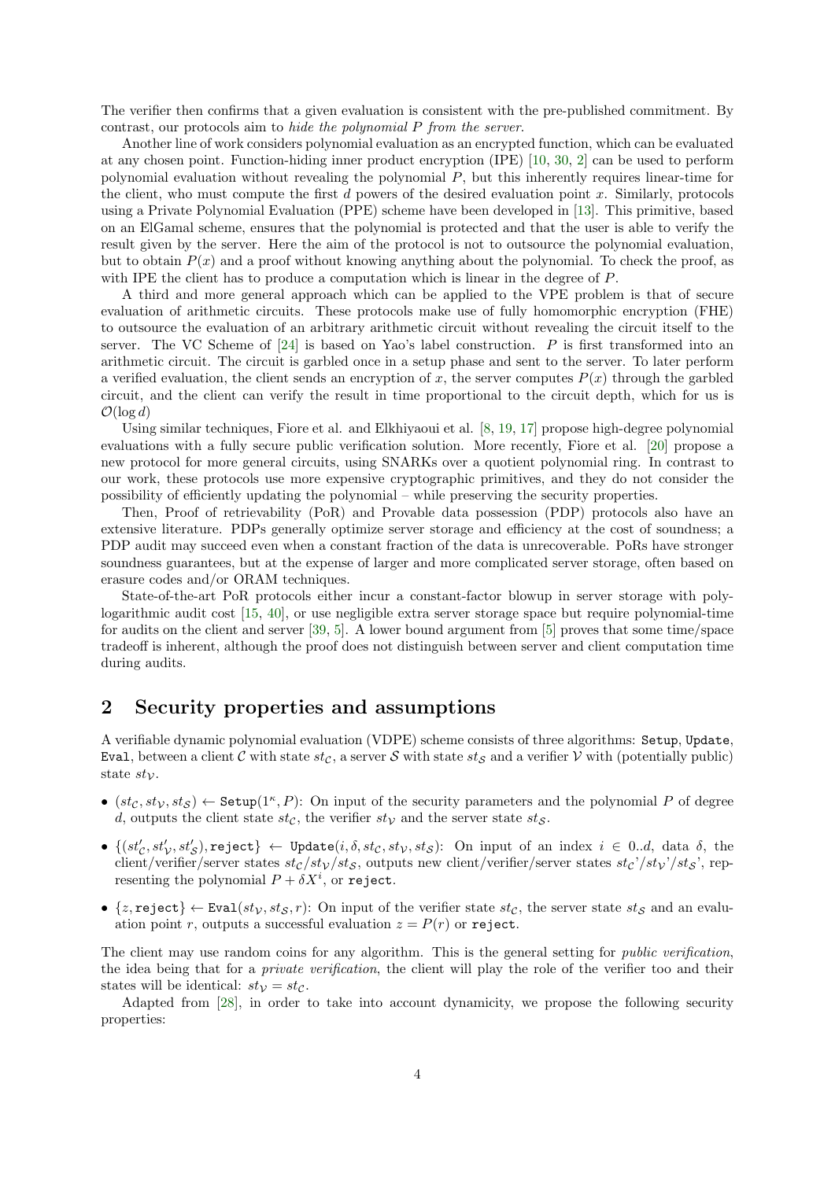The verifier then confirms that a given evaluation is consistent with the pre-published commitment. By contrast, our protocols aim to *hide the polynomial P from the server*.

Another line of work considers polynomial evaluation as an encrypted function, which can be evaluated at any chosen point. Function-hiding inner product encryption (IPE) [10, 30, 2] can be used to perform polynomial evaluation without revealing the polynomial $P$, but this inherently requires linear-time for the client, who must compute the first $d$ powers of the desired evaluation point $x$. Similarly, protocols using a Private Polynomial Evaluation (PPE) scheme have been developed in [13]. This primitive, based on an ElGamal scheme, ensures that the polynomial is protected and that the user is able to verify the result given by the server. Here the aim of the protocol is not to outsource the polynomial evaluation, but to obtain $P(x)$ and a proof without knowing anything about the polynomial. To check the proof, as with IPE the client has to produce a computation which is linear in the degree of $P$.

A third and more general approach which can be applied to the VPE problem is that of secure evaluation of arithmetic circuits. These protocols make use of fully homomorphic encryption (FHE) to outsource the evaluation of an arbitrary arithmetic circuit without revealing the circuit itself to the server. The VC Scheme of [24] is based on Yao's label construction. $P$ is first transformed into an arithmetic circuit. The circuit is garbled once in a setup phase and sent to the server. To later perform a verified evaluation, the client sends an encryption of $x$, the server computes $P(x)$ through the garbled circuit, and the client can verify the result in time proportional to the circuit depth, which for us is $\mathcal{O}(\log d)$

Using similar techniques, Fiore et al. and Elkhiyaoui et al. [8, 19, 17] propose high-degree polynomial evaluations with a fully secure public verification solution. More recently, Fiore et al. [20] propose a new protocol for more general circuits, using SNARKs over a quotient polynomial ring. In contrast to our work, these protocols use more expensive cryptographic primitives, and they do not consider the possibility of efficiently updating the polynomial – while preserving the security properties.

Then, Proof of retrievability (PoR) and Provable data possession (PDP) protocols also have an extensive literature. PDPs generally optimize server storage and efficiency at the cost of soundness; a PDP audit may succeed even when a constant fraction of the data is unrecoverable. PoRs have stronger soundness guarantees, but at the expense of larger and more complicated server storage, often based on erasure codes and/or ORAM techniques.

State-of-the-art PoR protocols either incur a constant-factor blowup in server storage with poly-logarithmic audit cost [15, 40], or use negligible extra server storage space but require polynomial-time for audits on the client and server [39, 5]. A lower bound argument from [5] proves that some time/space tradeoff is inherent, although the proof does not distinguish between server and client computation time during audits.

## 2 Security properties and assumptions

A verifiable dynamic polynomial evaluation (VDPE) scheme consists of three algorithms: `Setup`, `Update`, `Eval`, between a client $\mathcal{C}$ with state $st_{\mathcal{C}}$, a server $\mathcal{S}$ with state $st_{\mathcal{S}}$ and a verifier $\mathcal{V}$ with (potentially public) state $st_{\mathcal{V}}$.

- $(st_{\mathcal{C}}, st_{\mathcal{V}}, st_{\mathcal{S}}) \leftarrow \texttt{Setup}(1^{\kappa}, P)$: On input of the security parameters and the polynomial $P$ of degree $d$, outputs the client state $st_{\mathcal{C}}$, the verifier $st_{\mathcal{V}}$ and the server state $st_{\mathcal{S}}$.
- $\{(st'_{\mathcal{C}}, st'_{\mathcal{V}}, st'_{\mathcal{S}}), \texttt{reject}\} \leftarrow \texttt{Update}(i, \delta, st_{\mathcal{C}}, st_{\mathcal{V}}, st_{\mathcal{S}})$: On input of an index $i \in 0..d$, data $\delta$, the client/verifier/server states $st_{\mathcal{C}}/st_{\mathcal{V}}/st_{\mathcal{S}}$, outputs new client/verifier/server states $st_{\mathcal{C}}$'/$st_{\mathcal{V}}$'/$st_{\mathcal{S}}$', representing the polynomial $P + \delta X^i$, or `reject`.
- $\{z, \texttt{reject}\} \leftarrow \texttt{Eval}(st_{\mathcal{V}}, st_{\mathcal{S}}, r)$: On input of the verifier state $st_{\mathcal{C}}$, the server state $st_{\mathcal{S}}$ and an evaluation point $r$, outputs a successful evaluation $z = P(r)$ or `reject`.

The client may use random coins for any algorithm. This is the general setting for *public verification*, the idea being that for a *private verification*, the client will play the role of the verifier too and their states will be identical: $st_{\mathcal{V}} = st_{\mathcal{C}}$.

Adapted from [28], in order to take into account dynamicity, we propose the following security properties: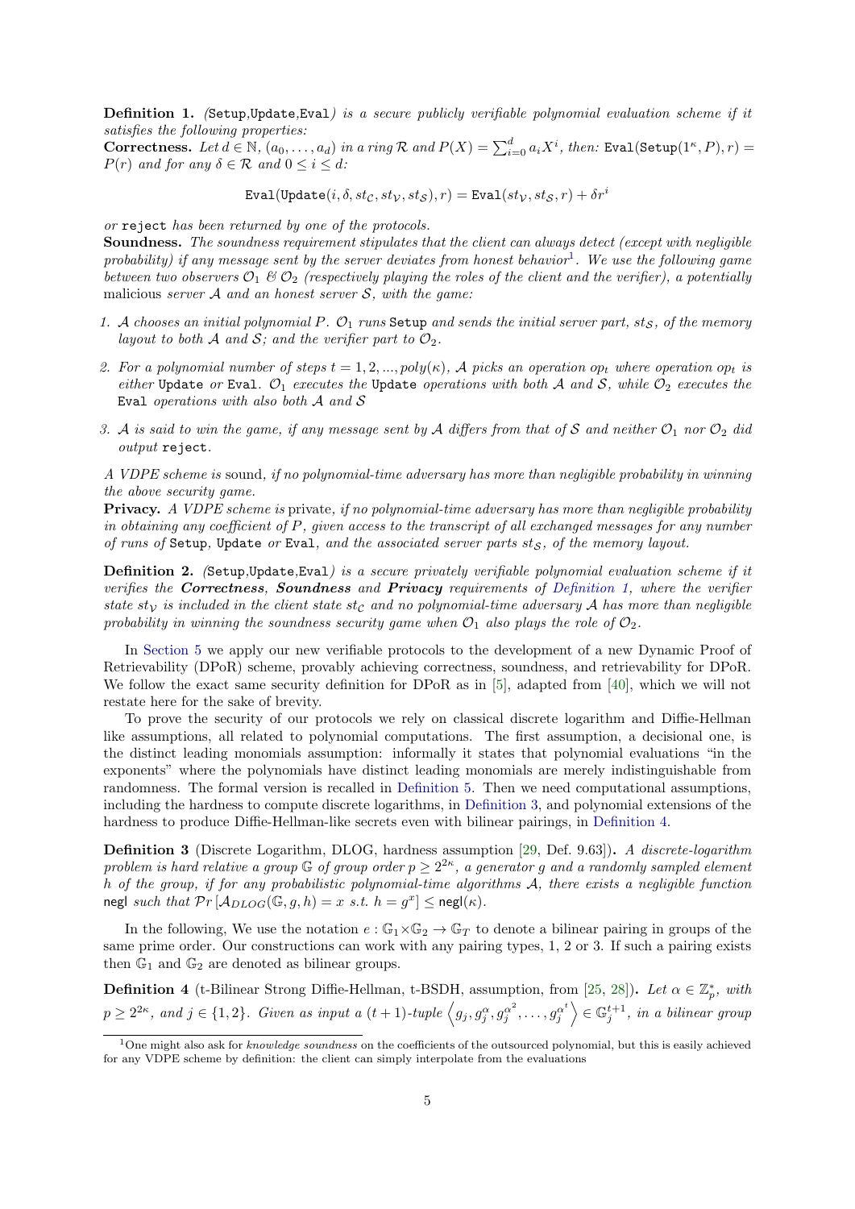**Definition 1.** *(*`Setup`*,*`Update`*,*`Eval`*) is a secure publicly verifiable polynomial evaluation scheme if it satisfies the following properties:*

**Correctness.** *Let $d \in \mathbb{N}$, $(a_0, \ldots, a_d)$ in a ring $\mathcal{R}$ and $P(X) = \sum_{i=0}^{d} a_i X^i$, then:* $\texttt{Eval}(\texttt{Setup}(1^\kappa, P), r) = P(r)$ *and for any $\delta \in \mathcal{R}$ and $0 \le i \le d$:*

$$\texttt{Eval}(\texttt{Update}(i, \delta, st_\mathcal{C}, st_\mathcal{V}, st_\mathcal{S}), r) = \texttt{Eval}(st_\mathcal{V}, st_\mathcal{S}, r) + \delta r^i$$

*or* `reject` *has been returned by one of the protocols.*

**Soundness.** *The soundness requirement stipulates that the client can always detect (except with negligible probability) if any message sent by the server deviates from honest behavior*[1]*. We use the following game between two observers $\mathcal{O}_1$ & $\mathcal{O}_2$ (respectively playing the roles of the client and the verifier), a potentially* malicious *server $\mathcal{A}$ and an honest server $\mathcal{S}$, with the game:*

1. *$\mathcal{A}$ chooses an initial polynomial $P$. $\mathcal{O}_1$ runs* `Setup` *and sends the initial server part, $st_\mathcal{S}$, of the memory layout to both $\mathcal{A}$ and $\mathcal{S}$; and the verifier part to $\mathcal{O}_2$.*
2. *For a polynomial number of steps $t = 1, 2, ..., poly(\kappa)$, $\mathcal{A}$ picks an operation $op_t$ where operation $op_t$ is either* `Update` *or* `Eval`*. $\mathcal{O}_1$ executes the* `Update` *operations with both $\mathcal{A}$ and $\mathcal{S}$, while $\mathcal{O}_2$ executes the* `Eval` *operations with also both $\mathcal{A}$ and $\mathcal{S}$*
3. *$\mathcal{A}$ is said to win the game, if any message sent by $\mathcal{A}$ differs from that of $\mathcal{S}$ and neither $\mathcal{O}_1$ nor $\mathcal{O}_2$ did output* `reject`*.*

*A VDPE scheme is* sound*, if no polynomial-time adversary has more than negligible probability in winning the above security game.*

**Privacy.** *A VDPE scheme is* private*, if no polynomial-time adversary has more than negligible probability in obtaining any coefficient of $P$, given access to the transcript of all exchanged messages for any number of runs of* `Setup`*,* `Update` *or* `Eval`*, and the associated server parts $st_\mathcal{S}$, of the memory layout.*

**Definition 2.** *(*`Setup`*,*`Update`*,*`Eval`*) is a secure privately verifiable polynomial evaluation scheme if it verifies the* ***Correctness****,* ***Soundness*** *and* ***Privacy*** *requirements of Definition 1, where the verifier state $st_\mathcal{V}$ is included in the client state $st_\mathcal{C}$ and no polynomial-time adversary $\mathcal{A}$ has more than negligible probability in winning the soundness security game when $\mathcal{O}_1$ also plays the role of $\mathcal{O}_2$.*

In Section 5 we apply our new verifiable protocols to the development of a new Dynamic Proof of Retrievability (DPoR) scheme, provably achieving correctness, soundness, and retrievability for DPoR. We follow the exact same security definition for DPoR as in [5], adapted from [40], which we will not restate here for the sake of brevity.

To prove the security of our protocols we rely on classical discrete logarithm and Diffie-Hellman like assumptions, all related to polynomial computations. The first assumption, a decisional one, is the distinct leading monomials assumption: informally it states that polynomial evaluations "in the exponents" where the polynomials have distinct leading monomials are merely indistinguishable from randomness. The formal version is recalled in Definition 5. Then we need computational assumptions, including the hardness to compute discrete logarithms, in Definition 3, and polynomial extensions of the hardness to produce Diffie-Hellman-like secrets even with bilinear pairings, in Definition 4.

**Definition 3** (Discrete Logarithm, DLOG, hardness assumption [29, Def. 9.63])**.** *A discrete-logarithm problem is hard relative a group $\mathbb{G}$ of group order $p \ge 2^{2\kappa}$, a generator $g$ and a randomly sampled element $h$ of the group, if for any probabilistic polynomial-time algorithms $\mathcal{A}$, there exists a negligible function* $\mathsf{negl}$ *such that $\mathcal{P}r\left[\mathcal{A}_{DLOG}(\mathbb{G}, g, h) = x \text{ s.t. } h = g^x\right] \le \mathsf{negl}(\kappa)$.*

In the following, We use the notation $e : \mathbb{G}_1 \times \mathbb{G}_2 \to \mathbb{G}_T$ to denote a bilinear pairing in groups of the same prime order. Our constructions can work with any pairing types, 1, 2 or 3. If such a pairing exists then $\mathbb{G}_1$ and $\mathbb{G}_2$ are denoted as bilinear groups.

**Definition 4** (t-Bilinear Strong Diffie-Hellman, t-BSDH, assumption, from [25, 28])**.** *Let $\alpha \in \mathbb{Z}_p^*$, with $p \ge 2^{2\kappa}$, and $j \in \{1, 2\}$. Given as input a $(t+1)$-tuple $\left\langle g_j, g_j^{\alpha}, g_j^{\alpha^2}, \ldots, g_j^{\alpha^t} \right\rangle \in \mathbb{G}_j^{t+1}$, in a bilinear group*

[1] One might also ask for *knowledge soundness* on the coefficients of the outsourced polynomial, but this is easily achieved for any VDPE scheme by definition: the client can simply interpolate from the evaluations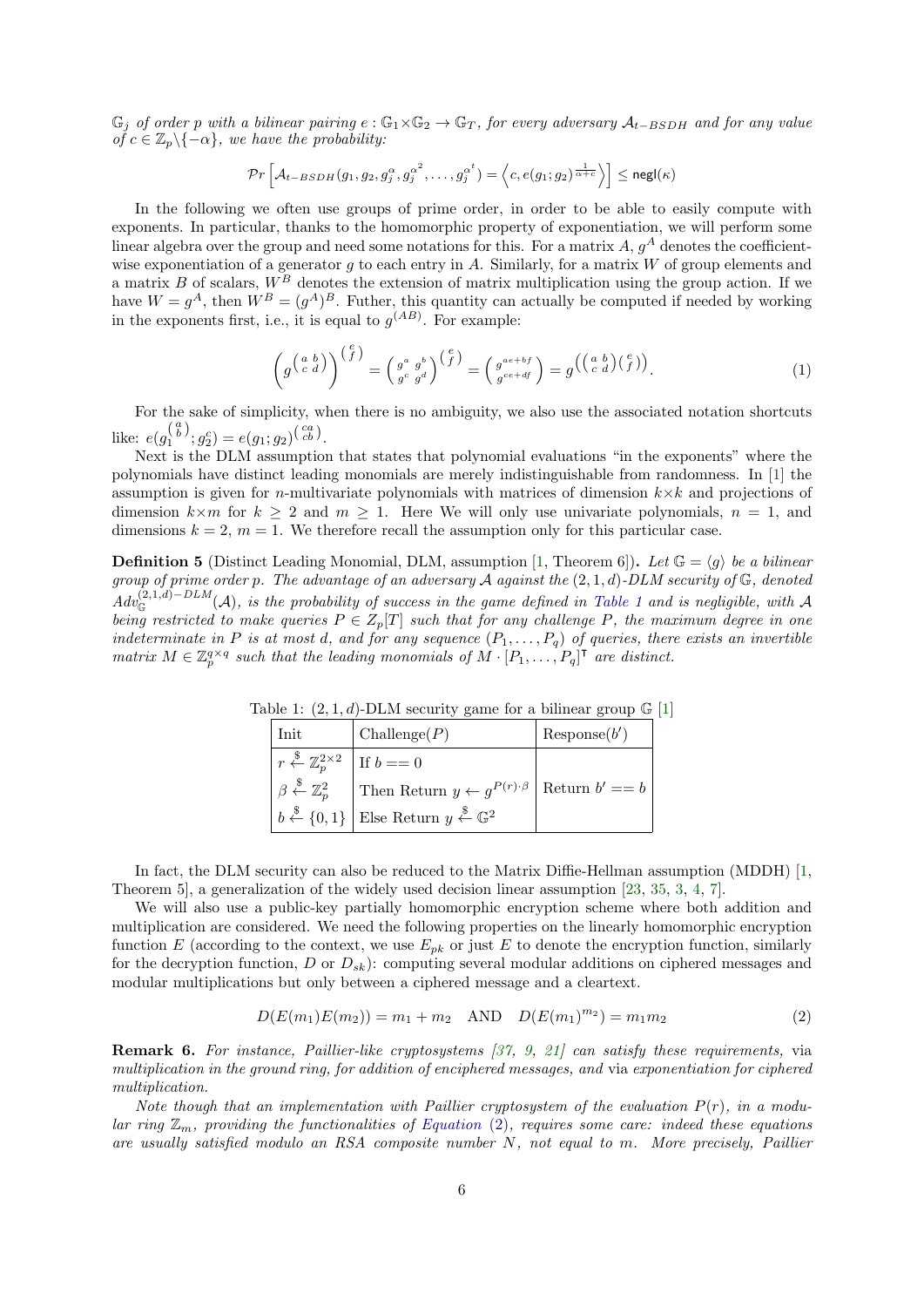*$\mathbb{G}_j$ of order $p$ with a bilinear pairing $e : \mathbb{G}_1 \times \mathbb{G}_2 \to \mathbb{G}_T$, for every adversary $\mathcal{A}_{t-BSDH}$ and for any value of $c \in \mathbb{Z}_p \backslash \{-\alpha\}$, we have the probability:*

$$\mathcal{P}r\left[\mathcal{A}_{t-BSDH}(g_1, g_2, g_j^{\alpha}, g_j^{\alpha^2}, \dots, g_j^{\alpha^t}) = \left\langle c, e(g_1; g_2)^{\frac{1}{\alpha+c}} \right\rangle\right] \leq \mathsf{negl}(\kappa)$$

In the following we often use groups of prime order, in order to be able to easily compute with exponents. In particular, thanks to the homomorphic property of exponentiation, we will perform some linear algebra over the group and need some notations for this. For a matrix $A$, $g^A$ denotes the coefficient-wise exponentiation of a generator $g$ to each entry in $A$. Similarly, for a matrix $W$ of group elements and a matrix $B$ of scalars, $W^B$ denotes the extension of matrix multiplication using the group action. If we have $W = g^A$, then $W^B = (g^A)^B$. Futher, this quantity can actually be computed if needed by working in the exponents first, i.e., it is equal to $g^{(AB)}$. For example:

$$\left(g^{\left(\begin{smallmatrix} a & b \\ c & d \end{smallmatrix}\right)}\right)^{\left(\begin{smallmatrix} e \\ f \end{smallmatrix}\right)} = \left(\begin{smallmatrix} g^a & g^b \\ g^c & g^d \end{smallmatrix}\right)^{\left(\begin{smallmatrix} e \\ f \end{smallmatrix}\right)} = \left(\begin{smallmatrix} g^{ae+bf} \\ g^{ce+df} \end{smallmatrix}\right) = g^{\left(\left(\begin{smallmatrix} a & b \\ c & d \end{smallmatrix}\right)\left(\begin{smallmatrix} e \\ f \end{smallmatrix}\right)\right)}. \tag{1}$$

For the sake of simplicity, when there is no ambiguity, we also use the associated notation shortcuts like: $e(g_1^{\left(\begin{smallmatrix} a \\ b \end{smallmatrix}\right)}; g_2^c) = e(g_1; g_2)^{\left(\begin{smallmatrix} ca \\ cb \end{smallmatrix}\right)}$.

Next is the DLM assumption that states that polynomial evaluations "in the exponents" where the polynomials have distinct leading monomials are merely indistinguishable from randomness. In [1] the assumption is given for $n$-multivariate polynomials with matrices of dimension $k \times k$ and projections of dimension $k \times m$ for $k \geq 2$ and $m \geq 1$. Here We will only use univariate polynomials, $n = 1$, and dimensions $k = 2$, $m = 1$. We therefore recall the assumption only for this particular case.

**Definition 5** (Distinct Leading Monomial, DLM, assumption [1, Theorem 6])**.** *Let $\mathbb{G} = \langle g \rangle$ be a bilinear group of prime order $p$. The advantage of an adversary $\mathcal{A}$ against the $(2, 1, d)$-DLM security of $\mathbb{G}$, denoted $Adv_{\mathbb{G}}^{(2,1,d)-DLM}(\mathcal{A})$, is the probability of success in the game defined in Table 1 and is negligible, with $\mathcal{A}$ being restricted to make queries $P \in Z_p[T]$ such that for any challenge $P$, the maximum degree in one indeterminate in $P$ is at most $d$, and for any sequence $(P_1, \dots, P_q)$ of queries, there exists an invertible matrix $M \in \mathbb{Z}_p^{q \times q}$ such that the leading monomials of $M \cdot [P_1, \dots, P_q]^\intercal$ are distinct.*

Table 1: $(2, 1, d)$-DLM security game for a bilinear group $\mathbb{G}$ [1]

| Init | Challenge($P$) | Response($b'$) |
|---|---|---|
| $r \overset{\$}{\leftarrow} \mathbb{Z}_p^{2\times 2}$ | If $b == 0$ | |
| $\beta \overset{\$}{\leftarrow} \mathbb{Z}_p^2$ | Then Return $y \leftarrow g^{P(r)\cdot\beta}$ | Return $b' == b$ |
| $b \overset{\$}{\leftarrow} \{0, 1\}$ | Else Return $y \overset{\$}{\leftarrow} \mathbb{G}^2$ | |

In fact, the DLM security can also be reduced to the Matrix Diffie-Hellman assumption (MDDH) [1, Theorem 5], a generalization of the widely used decision linear assumption [23, 35, 3, 4, 7].

We will also use a public-key partially homomorphic encryption scheme where both addition and multiplication are considered. We need the following properties on the linearly homomorphic encryption function $E$ (according to the context, we use $E_{pk}$ or just $E$ to denote the encryption function, similarly for the decryption function, $D$ or $D_{sk}$): computing several modular additions on ciphered messages and modular multiplications but only between a ciphered message and a cleartext.

$$D(E(m_1)E(m_2)) = m_1 + m_2 \quad \text{AND} \quad D(E(m_1)^{m_2}) = m_1 m_2 \tag{2}$$

**Remark 6.** *For instance, Paillier-like cryptosystems [37, 9, 21] can satisfy these requirements,* via *multiplication in the ground ring, for addition of enciphered messages, and* via *exponentiation for ciphered multiplication.*

*Note though that an implementation with Paillier cryptosystem of the evaluation $P(r)$, in a modular ring $\mathbb{Z}_m$, providing the functionalities of Equation (2), requires some care: indeed these equations are usually satisfied modulo an RSA composite number $N$, not equal to $m$. More precisely, Paillier*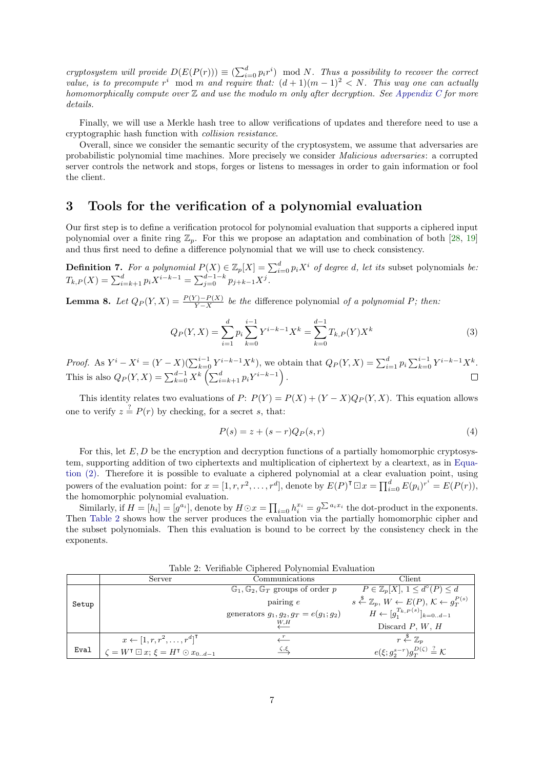*cryptosystem will provide $D(E(P(r))) \equiv (\sum_{i=0}^{d} p_i r^i) \mod N$. Thus a possibility to recover the correct value, is to precompute $r^i \mod m$ and require that: $(d+1)(m-1)^2 < N$. This way one can actually homomorphically compute over $\mathbb{Z}$ and use the modulo $m$ only after decryption. See Appendix C for more details.*

Finally, we will use a Merkle hash tree to allow verifications of updates and therefore need to use a cryptographic hash function with *collision resistance*.

Overall, since we consider the semantic security of the cryptosystem, we assume that adversaries are probabilistic polynomial time machines. More precisely we consider *Malicious adversaries*: a corrupted server controls the network and stops, forges or listens to messages in order to gain information or fool the client.

## 3 Tools for the verification of a polynomial evaluation

Our first step is to define a verification protocol for polynomial evaluation that supports a ciphered input polynomial over a finite ring $\mathbb{Z}_p$. For this we propose an adaptation and combination of both [28, 19] and thus first need to define a difference polynomial that we will use to check consistency.

**Definition 7.** *For a polynomial $P(X) \in \mathbb{Z}_p[X] = \sum_{i=0}^{d} p_i X^i$ of degree $d$, let its* subset polynomials *be: $T_{k,P}(X) = \sum_{i=k+1}^{d} p_i X^{i-k-1} = \sum_{j=0}^{d-1-k} p_{j+k-1} X^j$.*

**Lemma 8.** *Let $Q_P(Y,X) = \frac{P(Y)-P(X)}{Y-X}$ be the* difference polynomial *of a polynomial $P$; then:*

$$Q_P(Y,X) = \sum_{i=1}^{d} p_i \sum_{k=0}^{i-1} Y^{i-k-1} X^k = \sum_{k=0}^{d-1} T_{k,P}(Y) X^k \tag{3}$$

*Proof.* As $Y^i - X^i = (Y-X)(\sum_{k=0}^{i-1} Y^{i-k-1} X^k)$, we obtain that $Q_P(Y,X) = \sum_{i=1}^{d} p_i \sum_{k=0}^{i-1} Y^{i-k-1} X^k$. This is also $Q_P(Y,X) = \sum_{k=0}^{d-1} X^k \left( \sum_{i=k+1}^{d} p_i Y^{i-k-1} \right)$. □

This identity relates two evaluations of $P$: $P(Y) = P(X) + (Y-X)Q_P(Y,X)$. This equation allows one to verify $z \stackrel{?}{=} P(r)$ by checking, for a secret $s$, that:

$$P(s) = z + (s-r)Q_P(s,r) \tag{4}$$

For this, let $E, D$ be the encryption and decryption functions of a partially homomorphic cryptosystem, supporting addition of two ciphertexts and multiplication of ciphertext by a cleartext, as in Equation (2). Therefore it is possible to evaluate a ciphered polynomial at a clear evaluation point, using powers of the evaluation point: for $x = [1, r, r^2, \ldots, r^d]$, denote by $E(P)^\intercal \boxdot x = \prod_{i=0}^{d} E(p_i)^{r^i} = E(P(r))$, the homomorphic polynomial evaluation.

Similarly, if $H = [h_i] = [g^{a_i}]$, denote by $H \odot x = \prod_{i=0} h_i^{x_i} = g^{\sum a_i x_i}$ the dot-product in the exponents. Then Table 2 shows how the server produces the evaluation via the partially homomorphic cipher and the subset polynomials. Then this evaluation is bound to be correct by the consistency check in the exponents.

Table 2: Verifiable Ciphered Polynomial Evaluation

| | Server | Communications | Client |
|---|---|---|---|
| Setup | | $\mathbb{G}_1, \mathbb{G}_2, \mathbb{G}_T$ groups of order $p$ | $P \in \mathbb{Z}_p[X]$, $1 \leq d^\circ(P) \leq d$ |
| | | pairing $e$ | $s \xleftarrow{\$} \mathbb{Z}_p$, $W \leftarrow E(P)$, $\mathcal{K} \leftarrow g_T^{P(s)}$ |
| | | generators $g_1, g_2, g_T = e(g_1; g_2)$ | $H \leftarrow [g_1^{T_{k,P}(s)}]_{k=0..d-1}$ |
| | | $\xleftarrow{W,H}$ | Discard $P$, $W$, $H$ |
| Eval | $x \leftarrow [1, r, r^2, \ldots, r^d]^\intercal$ | $\xleftarrow{r}$ | $r \xleftarrow{\$} \mathbb{Z}_p$ |
| | $\zeta = W^\intercal \boxdot x$; $\xi = H^\intercal \odot x_{0..d-1}$ | $\xrightarrow{\zeta,\xi}$ | $e(\xi; g_2^{s-r}) g_T^{D(\zeta)} \stackrel{?}{=} \mathcal{K}$ |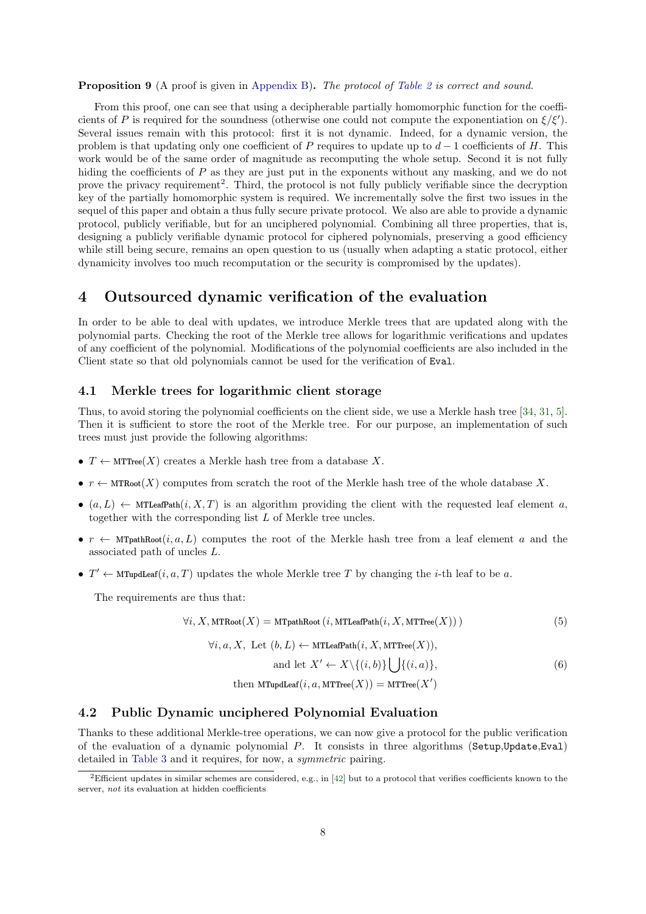**Proposition 9** (A proof is given in Appendix B)**.** *The protocol of Table 2 is correct and sound.*

From this proof, one can see that using a decipherable partially homomorphic function for the coefficients of $P$ is required for the soundness (otherwise one could not compute the exponentiation on $\xi/\xi'$). Several issues remain with this protocol: first it is not dynamic. Indeed, for a dynamic version, the problem is that updating only one coefficient of $P$ requires to update up to $d-1$ coefficients of $H$. This work would be of the same order of magnitude as recomputing the whole setup. Second it is not fully hiding the coefficients of $P$ as they are just put in the exponents without any masking, and we do not prove the privacy requirement[2]. Third, the protocol is not fully publicly verifiable since the decryption key of the partially homomorphic system is required. We incrementally solve the first two issues in the sequel of this paper and obtain a thus fully secure private protocol. We also are able to provide a dynamic protocol, publicly verifiable, but for an unciphered polynomial. Combining all three properties, that is, designing a publicly verifiable dynamic protocol for ciphered polynomials, preserving a good efficiency while still being secure, remains an open question to us (usually when adapting a static protocol, either dynamicity involves too much recomputation or the security is compromised by the updates).

# 4 Outsourced dynamic verification of the evaluation

In order to be able to deal with updates, we introduce Merkle trees that are updated along with the polynomial parts. Checking the root of the Merkle tree allows for logarithmic verifications and updates of any coefficient of the polynomial. Modifications of the polynomial coefficients are also included in the Client state so that old polynomials cannot be used for the verification of `Eval`.

## 4.1 Merkle trees for logarithmic client storage

Thus, to avoid storing the polynomial coefficients on the client side, we use a Merkle hash tree [34, 31, 5]. Then it is sufficient to store the root of the Merkle tree. For our purpose, an implementation of such trees must just provide the following algorithms:

- $T \leftarrow \text{MTTree}(X)$ creates a Merkle hash tree from a database $X$.
- $r \leftarrow \text{MTRoot}(X)$ computes from scratch the root of the Merkle hash tree of the whole database $X$.
- $(a, L) \leftarrow \text{MTLeafPath}(i, X, T)$ is an algorithm providing the client with the requested leaf element $a$, together with the corresponding list $L$ of Merkle tree uncles.
- $r \leftarrow \text{MTpathRoot}(i, a, L)$ computes the root of the Merkle hash tree from a leaf element $a$ and the associated path of uncles $L$.
- $T' \leftarrow \text{MTupdLeaf}(i, a, T)$ updates the whole Merkle tree $T$ by changing the $i$-th leaf to be $a$.

The requirements are thus that:

$$\forall i, X, \text{MTRoot}(X) = \text{MTpathRoot}\left(i, \text{MTLeafPath}(i, X, \text{MTTree}(X))\right) \tag{5}$$

$$\begin{aligned} \forall i, a, X,\ &\text{Let } (b, L) \leftarrow \text{MTLeafPath}(i, X, \text{MTTree}(X)), \\ &\text{and let } X' \leftarrow X \backslash \{(i, b)\} \bigcup \{(i, a)\}, \\ &\text{then } \text{MTupdLeaf}(i, a, \text{MTTree}(X)) = \text{MTTree}(X') \end{aligned} \tag{6}$$

## 4.2 Public Dynamic unciphered Polynomial Evaluation

Thanks to these additional Merkle-tree operations, we can now give a protocol for the public verification of the evaluation of a dynamic polynomial $P$. It consists in three algorithms (`Setup`,`Update`,`Eval`) detailed in Table 3 and it requires, for now, a *symmetric* pairing.

[2] Efficient updates in similar schemes are considered, e.g., in [42] but to a protocol that verifies coefficients known to the server, *not* its evaluation at hidden coefficients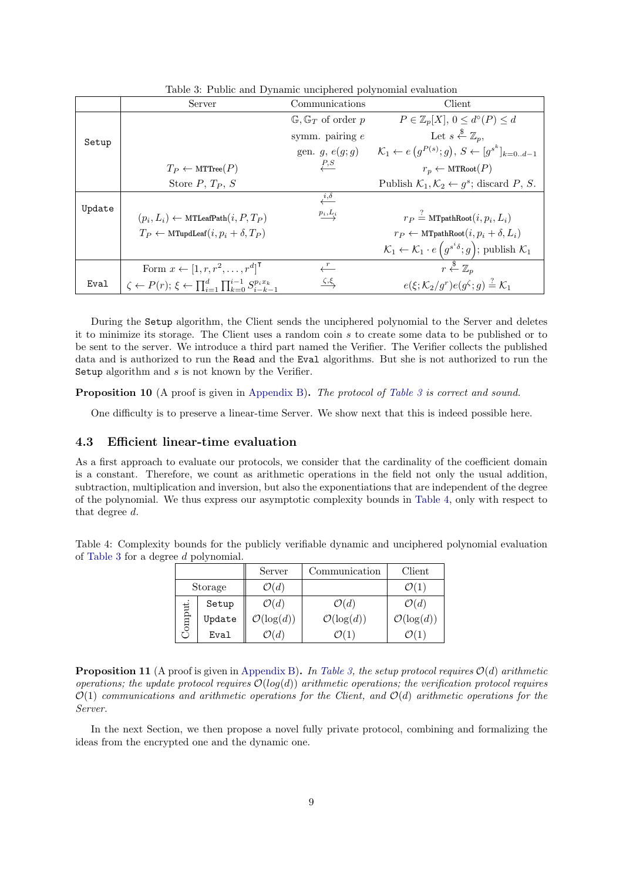Table 3: Public and Dynamic unciphered polynomial evaluation

| | Server | Communications | Client |
|---|---|---|---|
| Setup | | $\mathbb{G}, \mathbb{G}_T$ of order $p$ | $P \in \mathbb{Z}_p[X]$, $0 \leq d^\circ(P) \leq d$ |
| | | symm. pairing $e$ | Let $s \stackrel{\$}{\leftarrow} \mathbb{Z}_p$, |
| | | gen. $g$, $e(g;g)$ | $\mathcal{K}_1 \leftarrow e\left(g^{P(s)}; g\right)$, $S \leftarrow [g^{s^k}]_{k=0..d-1}$ |
| | $T_P \leftarrow \text{MTTree}(P)$ | $\xleftarrow{P,S}$ | $r_p \leftarrow \text{MTRoot}(P)$ |
| | Store $P$, $T_P$, $S$ | | Publish $\mathcal{K}_1, \mathcal{K}_2 \leftarrow g^s$; discard $P$, $S$. |
| Update | | $\xleftarrow{i,\delta}$ | |
| | $(p_i, L_i) \leftarrow \text{MTLeafPath}(i, P, T_P)$ | $\xrightarrow{p_i, L_i}$ | $r_P \stackrel{?}{=} \text{MTpathRoot}(i, p_i, L_i)$ |
| | $T_P \leftarrow \text{MTupdLeaf}(i, p_i + \delta, T_P)$ | | $r_P \leftarrow \text{MTpathRoot}(i, p_i + \delta, L_i)$ |
| | | | $\mathcal{K}_1 \leftarrow \mathcal{K}_1 \cdot e\left(g^{s^i \delta}; g\right)$; publish $\mathcal{K}_1$ |
| Eval | Form $x \leftarrow [1, r, r^2, \ldots, r^d]^\intercal$ | $\xleftarrow{r}$ | $r \stackrel{\$}{\leftarrow} \mathbb{Z}_p$ |
| | $\zeta \leftarrow P(r)$; $\xi \leftarrow \prod_{i=1}^{d} \prod_{k=0}^{i-1} S_{i-k-1}^{p_i x_k}$ | $\xrightarrow{\zeta,\xi}$ | $e(\xi; \mathcal{K}_2/g^r)e(g^\zeta; g) \stackrel{?}{=} \mathcal{K}_1$ |

During the `Setup` algorithm, the Client sends the unciphered polynomial to the Server and deletes it to minimize its storage. The Client uses a random coin $s$ to create some data to be published or to be sent to the server. We introduce a third part named the Verifier. The Verifier collects the published data and is authorized to run the `Read` and the `Eval` algorithms. But she is not authorized to run the `Setup` algorithm and $s$ is not known by the Verifier.

**Proposition 10** (A proof is given in Appendix B)**.** *The protocol of Table 3 is correct and sound.*

One difficulty is to preserve a linear-time Server. We show next that this is indeed possible here.

### 4.3 Efficient linear-time evaluation

As a first approach to evaluate our protocols, we consider that the cardinality of the coefficient domain is a constant. Therefore, we count as arithmetic operations in the field not only the usual addition, subtraction, multiplication and inversion, but also the exponentiations that are independent of the degree of the polynomial. We thus express our asymptotic complexity bounds in Table 4, only with respect to that degree $d$.

Table 4: Complexity bounds for the publicly verifiable dynamic and unciphered polynomial evaluation of Table 3 for a degree $d$ polynomial.

| | | Server | Communication | Client |
|---|---|---|---|---|
| Storage | | $\mathcal{O}(d)$ | | $\mathcal{O}(1)$ |
| Comput. | `Setup` | $\mathcal{O}(d)$ | $\mathcal{O}(d)$ | $\mathcal{O}(d)$ |
| | `Update` | $\mathcal{O}(\log(d))$ | $\mathcal{O}(\log(d))$ | $\mathcal{O}(\log(d))$ |
| | `Eval` | $\mathcal{O}(d)$ | $\mathcal{O}(1)$ | $\mathcal{O}(1)$ |

**Proposition 11** (A proof is given in Appendix B)**.** *In Table 3, the setup protocol requires $\mathcal{O}(d)$ arithmetic operations; the update protocol requires $\mathcal{O}(log(d))$ arithmetic operations; the verification protocol requires $\mathcal{O}(1)$ communications and arithmetic operations for the Client, and $\mathcal{O}(d)$ arithmetic operations for the Server.*

In the next Section, we then propose a novel fully private protocol, combining and formalizing the ideas from the encrypted one and the dynamic one.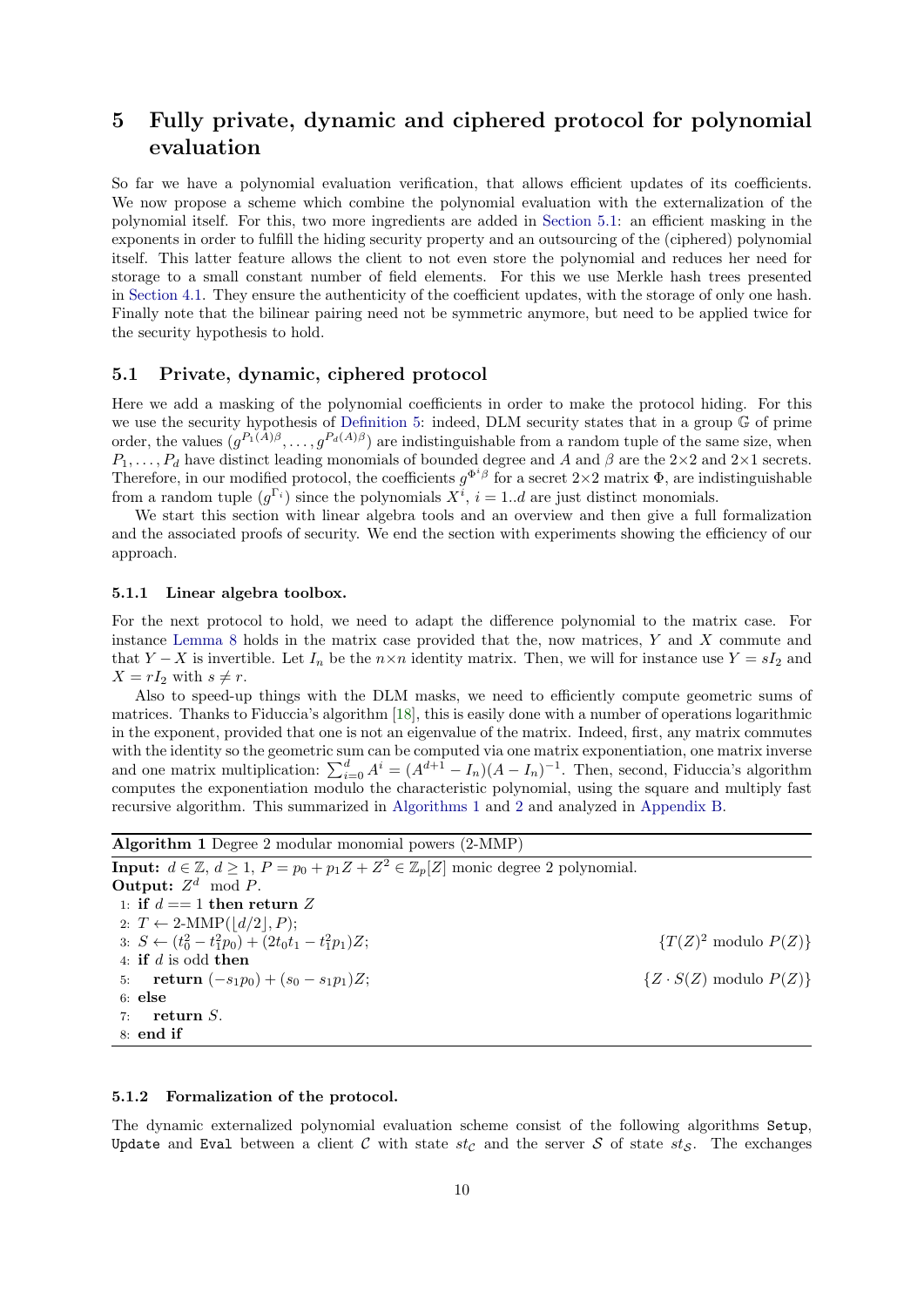# 5 Fully private, dynamic and ciphered protocol for polynomial evaluation

So far we have a polynomial evaluation verification, that allows efficient updates of its coefficients. We now propose a scheme which combine the polynomial evaluation with the externalization of the polynomial itself. For this, two more ingredients are added in Section 5.1: an efficient masking in the exponents in order to fulfill the hiding security property and an outsourcing of the (ciphered) polynomial itself. This latter feature allows the client to not even store the polynomial and reduces her need for storage to a small constant number of field elements. For this we use Merkle hash trees presented in Section 4.1. They ensure the authenticity of the coefficient updates, with the storage of only one hash. Finally note that the bilinear pairing need not be symmetric anymore, but need to be applied twice for the security hypothesis to hold.

## 5.1 Private, dynamic, ciphered protocol

Here we add a masking of the polynomial coefficients in order to make the protocol hiding. For this we use the security hypothesis of Definition 5: indeed, DLM security states that in a group $\mathbb{G}$ of prime order, the values $(g^{P_1(A)\beta}, \ldots, g^{P_d(A)\beta})$ are indistinguishable from a random tuple of the same size, when $P_1, \ldots, P_d$ have distinct leading monomials of bounded degree and $A$ and $\beta$ are the $2{\times}2$ and $2{\times}1$ secrets. Therefore, in our modified protocol, the coefficients $g^{\Phi^i\beta}$ for a secret $2{\times}2$ matrix $\Phi$, are indistinguishable from a random tuple $(g^{\Gamma_i})$ since the polynomials $X^i$, $i = 1..d$ are just distinct monomials.

We start this section with linear algebra tools and an overview and then give a full formalization and the associated proofs of security. We end the section with experiments showing the efficiency of our approach.

### 5.1.1 Linear algebra toolbox.

For the next protocol to hold, we need to adapt the difference polynomial to the matrix case. For instance Lemma 8 holds in the matrix case provided that the, now matrices, $Y$ and $X$ commute and that $Y - X$ is invertible. Let $I_n$ be the $n{\times}n$ identity matrix. Then, we will for instance use $Y = sI_2$ and $X = rI_2$ with $s \neq r$.

Also to speed-up things with the DLM masks, we need to efficiently compute geometric sums of matrices. Thanks to Fiduccia's algorithm [18], this is easily done with a number of operations logarithmic in the exponent, provided that one is not an eigenvalue of the matrix. Indeed, first, any matrix commutes with the identity so the geometric sum can be computed via one matrix exponentiation, one matrix inverse and one matrix multiplication: $\sum_{i=0}^{d} A^i = (A^{d+1} - I_n)(A - I_n)^{-1}$. Then, second, Fiduccia's algorithm computes the exponentiation modulo the characteristic polynomial, using the square and multiply fast recursive algorithm. This summarized in Algorithms 1 and 2 and analyzed in Appendix B.

**Algorithm 1** Degree 2 modular monomial powers (2-MMP)

**Input:** $d \in \mathbb{Z}$, $d \geq 1$, $P = p_0 + p_1 Z + Z^2 \in \mathbb{Z}_p[Z]$ monic degree 2 polynomial.
**Output:** $Z^d \mod P$.

```
1: if d == 1 then return Z
2: T ← 2-MMP(⌊d/2⌋, P);
3: S ← (t_0^2 − t_1^2 p_0) + (2 t_0 t_1 − t_1^2 p_1) Z;      {T(Z)^2 modulo P(Z)}
4: if d is odd then
5:     return (−s_1 p_0) + (s_0 − s_1 p_1) Z;              {Z · S(Z) modulo P(Z)}
6: else
7:     return S.
8: end if
```

### 5.1.2 Formalization of the protocol.

The dynamic externalized polynomial evaluation scheme consist of the following algorithms `Setup`, `Update` and `Eval` between a client $\mathcal{C}$ with state $st_{\mathcal{C}}$ and the server $\mathcal{S}$ of state $st_{\mathcal{S}}$. The exchanges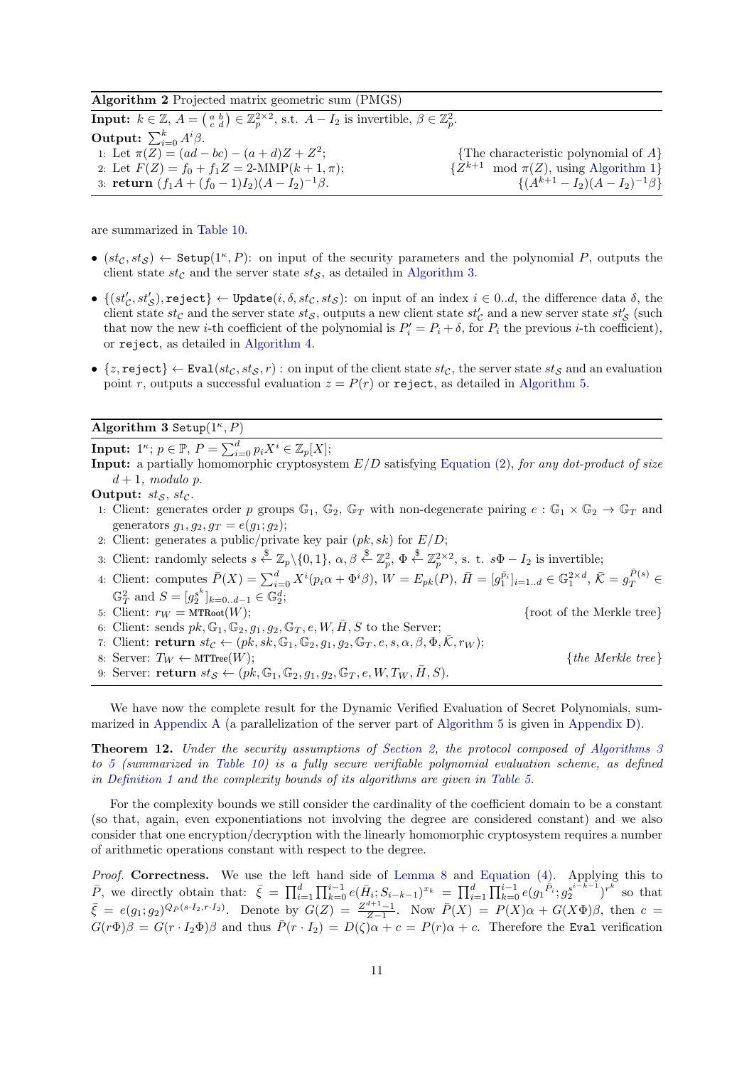**Algorithm 2** Projected matrix geometric sum (PMGS)

**Input:** $k \in \mathbb{Z}$, $A = \left(\begin{smallmatrix} a & b \\ c & d \end{smallmatrix}\right) \in \mathbb{Z}_p^{2\times 2}$, s.t. $A - I_2$ is invertible, $\beta \in \mathbb{Z}_p^2$.
**Output:** $\sum_{i=0}^{k} A^i \beta$.

1: Let $\pi(Z) = (ad - bc) - (a + d)Z + Z^2$; {The characteristic polynomial of $A$}
2: Let $F(Z) = f_0 + f_1 Z =$ 2-MMP$(k+1, \pi)$; {$Z^{k+1} \mod \pi(Z)$, using Algorithm 1}
3: **return** $(f_1 A + (f_0 - 1)I_2)(A - I_2)^{-1}\beta$. {$(A^{k+1} - I_2)(A - I_2)^{-1}\beta$}

are summarized in Table 10.

- $(st_\mathcal{C}, st_\mathcal{S}) \leftarrow$ `Setup`$(1^\kappa, P)$: on input of the security parameters and the polynomial $P$, outputs the client state $st_\mathcal{C}$ and the server state $st_\mathcal{S}$, as detailed in Algorithm 3.
- $\{(st'_\mathcal{C}, st'_\mathcal{S}), \texttt{reject}\} \leftarrow$ `Update`$(i, \delta, st_\mathcal{C}, st_\mathcal{S})$: on input of an index $i \in 0..d$, the difference data $\delta$, the client state $st_\mathcal{C}$ and the server state $st_\mathcal{S}$, outputs a new client state $st'_\mathcal{C}$ and a new server state $st'_\mathcal{S}$ (such that now the new $i$-th coefficient of the polynomial is $P'_i = P_i + \delta$, for $P_i$ the previous $i$-th coefficient), or `reject`, as detailed in Algorithm 4.
- $\{z, \texttt{reject}\} \leftarrow$ `Eval`$(st_\mathcal{C}, st_\mathcal{S}, r)$ : on input of the client state $st_\mathcal{C}$, the server state $st_\mathcal{S}$ and an evaluation point $r$, outputs a successful evaluation $z = P(r)$ or `reject`, as detailed in Algorithm 5.

**Algorithm 3** `Setup`$(1^\kappa, P)$

**Input:** $1^\kappa$; $p \in \mathbb{P}$, $P = \sum_{i=0}^{d} p_i X^i \in \mathbb{Z}_p[X]$;
**Input:** a partially homomorphic cryptosystem $E/D$ satisfying Equation (2), *for any dot-product of size* $d+1$*, modulo* $p$.
**Output:** $st_\mathcal{S}$, $st_\mathcal{C}$.

1: Client: generates order $p$ groups $\mathbb{G}_1$, $\mathbb{G}_2$, $\mathbb{G}_T$ with non-degenerate pairing $e : \mathbb{G}_1 \times \mathbb{G}_2 \to \mathbb{G}_T$ and generators $g_1, g_2, g_T = e(g_1; g_2)$;
2: Client: generates a public/private key pair $(pk, sk)$ for $E/D$;
3: Client: randomly selects $s \xleftarrow{\$} \mathbb{Z}_p \backslash \{0, 1\}$, $\alpha, \beta \xleftarrow{\$} \mathbb{Z}_p^2$, $\Phi \xleftarrow{\$} \mathbb{Z}_p^{2\times 2}$, s. t. $s\Phi - I_2$ is invertible;
4: Client: computes $\bar{P}(X) = \sum_{i=0}^{d} X^i(p_i\alpha + \Phi^i\beta)$, $W = E_{pk}(P)$, $\bar{H} = [g_1^{\bar{p}_i}]_{i=1..d} \in \mathbb{G}_1^{2\times d}$, $\bar{\mathcal{K}} = g_T^{\bar{P}(s)} \in \mathbb{G}_T^2$ and $S = [g_2^{s^k}]_{k=0..d-1} \in \mathbb{G}_2^d$;
5: Client: $r_W = \texttt{MTRoot}(W)$; {root of the Merkle tree}
6: Client: sends $pk, \mathbb{G}_1, \mathbb{G}_2, g_1, g_2, \mathbb{G}_T, e, W, \bar{H}, S$ to the Server;
7: Client: **return** $st_\mathcal{C} \leftarrow (pk, sk, \mathbb{G}_1, \mathbb{G}_2, g_1, g_2, \mathbb{G}_T, e, s, \alpha, \beta, \Phi, \bar{\mathcal{K}}, r_W)$;
8: Server: $T_W \leftarrow \texttt{MTTree}(W)$; {*the Merkle tree*}
9: Server: **return** $st_\mathcal{S} \leftarrow (pk, \mathbb{G}_1, \mathbb{G}_2, g_1, g_2, \mathbb{G}_T, e, W, T_W, \bar{H}, S)$.

We have now the complete result for the Dynamic Verified Evaluation of Secret Polynomials, summarized in Appendix A (a parallelization of the server part of Algorithm 5 is given in Appendix D).

**Theorem 12.** *Under the security assumptions of Section 2, the protocol composed of Algorithms 3 to 5 (summarized in Table 10) is a fully secure verifiable polynomial evaluation scheme, as defined in Definition 1 and the complexity bounds of its algorithms are given in Table 5.*

For the complexity bounds we still consider the cardinality of the coefficient domain to be a constant (so that, again, even exponentiations not involving the degree are considered constant) and we also consider that one encryption/decryption with the linearly homomorphic cryptosystem requires a number of arithmetic operations constant with respect to the degree.

*Proof.* **Correctness.** We use the left hand side of Lemma 8 and Equation (4). Applying this to $\bar{P}$, we directly obtain that: $\bar{\xi} = \prod_{i=1}^{d}\prod_{k=0}^{i-1} e(\bar{H}_i; S_{i-k-1})^{x_k} = \prod_{i=1}^{d}\prod_{k=0}^{i-1} e(g_1^{\bar{P}_i}; g_2^{s^{i-k-1}})^{r^k}$ so that $\bar{\xi} = e(g_1; g_2)^{Q_{\bar{P}}(s\cdot I_2, r\cdot I_2)}$. Denote by $G(Z) = \frac{Z^{d+1}-1}{Z-1}$. Now $\bar{P}(X) = P(X)\alpha + G(X\Phi)\beta$, then $c = G(r\Phi)\beta = G(r \cdot I_2\Phi)\beta$ and thus $\bar{P}(r \cdot I_2) = D(\zeta)\alpha + c = P(r)\alpha + c$. Therefore the `Eval` verification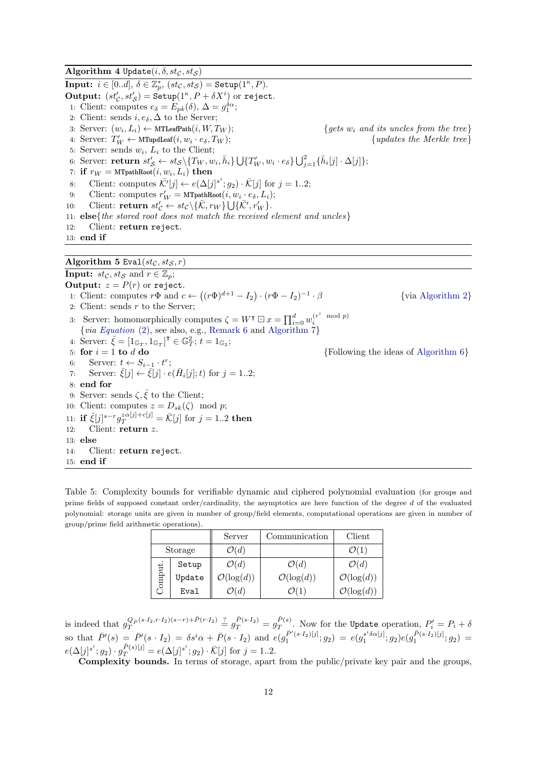**Algorithm 4** `Update`$(i, \delta, st_{\mathcal{C}}, st_{\mathcal{S}})$

**Input:** $i \in [0..d]$, $\delta \in \mathbb{Z}_p^*$, $(st_{\mathcal{C}}, st_{\mathcal{S}}) = \texttt{Setup}(1^\kappa, P)$.
**Output:** $(st'_{\mathcal{C}}, st'_{\mathcal{S}}) = \texttt{Setup}(1^\kappa, P + \delta X^i)$ or `reject`.

1: Client: computes $e_\delta = E_{pk}(\delta)$, $\Delta = g_1^{\delta\alpha}$;
2: Client: sends $i, e_\delta, \Delta$ to the Server;
3: Server: $(w_i, L_i) \leftarrow \text{MTLeafPath}(i, W, T_W)$; *{gets $w_i$ and its uncles from the tree}*
4: Server: $T'_W \leftarrow \text{MTupdLeaf}(i, w_i \cdot e_\delta, T_W)$; *{updates the Merkle tree}*
5: Server: sends $w_i$, $L_i$ to the Client;
6: Server: **return** $st'_{\mathcal{S}} \leftarrow st_{\mathcal{S}} \backslash \{T_W, w_i, \bar{h}_i\} \bigcup \{T'_W, w_i \cdot e_\delta\} \bigcup_{j=1}^{2} \{\bar{h}_i[j] \cdot \Delta[j]\}$;
7: **if** $r_W = \text{MTpathRoot}(i, w_i, L_i)$ **then**
8: &nbsp;&nbsp;&nbsp;&nbsp;Client: computes $\bar{\mathcal{K}}'[j] \leftarrow e(\Delta[j]^{s^i}; g_2) \cdot \bar{\mathcal{K}}[j]$ for $j = 1..2$;
9: &nbsp;&nbsp;&nbsp;&nbsp;Client: computes $r'_W = \text{MTpathRoot}(i, w_i \cdot e_\delta, L_i)$;
10: &nbsp;&nbsp;&nbsp;&nbsp;Client: **return** $st'_{\mathcal{C}} \leftarrow st_{\mathcal{C}} \backslash \{\bar{\mathcal{K}}, r_W\} \bigcup \{\bar{\mathcal{K}}', r'_W\}$.
11: **else***{the stored root does not match the received element and uncles}*
12: &nbsp;&nbsp;&nbsp;&nbsp;Client: **return** `reject`.
13: **end if**

**Algorithm 5** `Eval`$(st_{\mathcal{C}}, st_{\mathcal{S}}, r)$

**Input:** $st_{\mathcal{C}}, st_{\mathcal{S}}$ and $r \in \mathbb{Z}_p$;
**Output:** $z = P(r)$ or `reject`.

1: Client: computes $r\Phi$ and $c \leftarrow \left((r\Phi)^{d+1} - I_2\right) \cdot (r\Phi - I_2)^{-1} \cdot \beta$ {via Algorithm 2}
2: Client: sends $r$ to the Server;
3: Server: homomorphically computes $\zeta = W^\intercal \boxdot x = \prod_{i=0}^{d} w_i^{(r^i \mod p)}$
&nbsp;&nbsp;&nbsp;&nbsp;{*via Equation* (2), see also, e.g., Remark 6 and Algorithm 7}
4: Server: $\bar{\xi} = [1_{\mathbb{G}_T}, 1_{\mathbb{G}_T}]^\intercal \in \mathbb{G}_T^2$; $t = 1_{\mathbb{G}_2}$;
5: **for** $i = 1$ **to** $d$ **do** {Following the ideas of Algorithm 6}
6: &nbsp;&nbsp;&nbsp;&nbsp;Server: $t \leftarrow S_{i-1} \cdot t^r$;
7: &nbsp;&nbsp;&nbsp;&nbsp;Server: $\bar{\xi}[j] \leftarrow \bar{\xi}[j] \cdot e(\bar{H}_i[j]; t)$ for $j = 1..2$;
8: **end for**
9: Server: sends $\zeta, \bar{\xi}$ to the Client;
10: Client: computes $z = D_{sk}(\zeta) \mod p$;
11: **if** $\bar{\xi}[j]^{s-r} g_T^{z\alpha[j]+c[j]} = \bar{\mathcal{K}}[j]$ for $j = 1..2$ **then**
12: &nbsp;&nbsp;&nbsp;&nbsp;Client: **return** $z$.
13: **else**
14: &nbsp;&nbsp;&nbsp;&nbsp;Client: **return** `reject`.
15: **end if**

Table 5: Complexity bounds for verifiable dynamic and ciphered polynomial evaluation (for groups and prime fields of supposed constant order/cardinality, the asymptotics are here function of the degree $d$ of the evaluated polynomial: storage units are given in number of group/field elements, computational operations are given in number of group/prime field arithmetic operations).

| | | Server | Communication | Client |
|---|---|---|---|---|
| Storage | | $\mathcal{O}(d)$ | | $\mathcal{O}(1)$ |
| Comput. | `Setup` | $\mathcal{O}(d)$ | $\mathcal{O}(d)$ | $\mathcal{O}(d)$ |
| | `Update` | $\mathcal{O}(\log(d))$ | $\mathcal{O}(\log(d))$ | $\mathcal{O}(\log(d))$ |
| | `Eval` | $\mathcal{O}(d)$ | $\mathcal{O}(1)$ | $\mathcal{O}(\log(d))$ |

is indeed that $g_T^{Q_{\bar{P}}(s \cdot I_2, r \cdot I_2)(s-r) + \bar{P}(r \cdot I_2)} \stackrel{?}{=} g_T^{\bar{P}(s \cdot I_2)} = g_T^{\bar{P}(s)}$. Now for the `Update` operation, $P'_i = P_i + \delta$ so that $\bar{P}'(s) = \bar{P}'(s \cdot I_2) = \delta s^i \alpha + \bar{P}(s \cdot I_2)$ and $e(g_1^{\bar{P}'(s \cdot I_2)[j]}; g_2) = e(g_1^{s^i \delta\alpha[j]}; g_2) e(g_1^{\bar{P}(s \cdot I_2)[j]}; g_2) = e(\Delta[j]^{s^i}; g_2) \cdot g_T^{\bar{P}(s)[j]} = e(\Delta[j]^{s^i}; g_2) \cdot \bar{\mathcal{K}}[j]$ for $j = 1..2$.

**Complexity bounds.** In terms of storage, apart from the public/private key pair and the groups,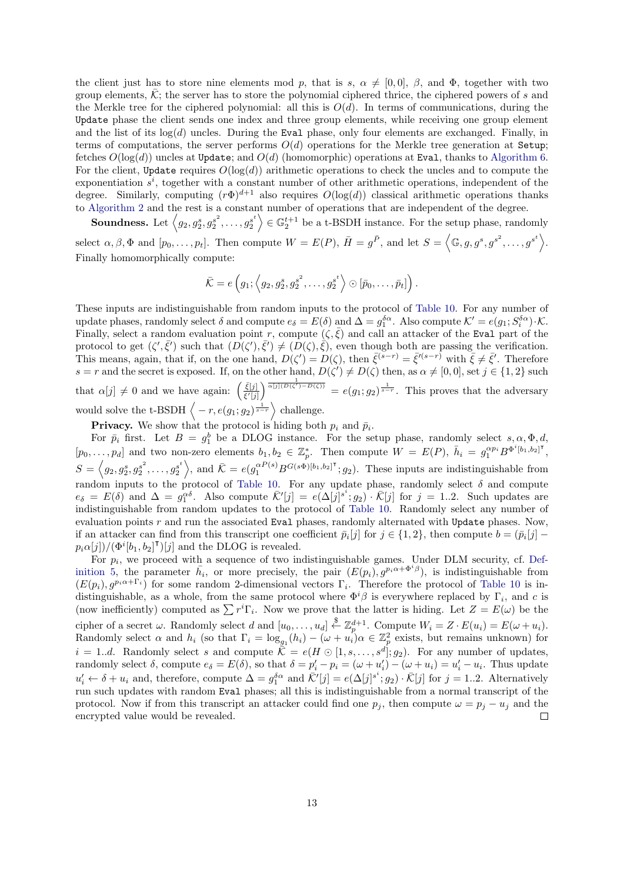the client just has to store nine elements mod $p$, that is $s$, $\alpha \neq [0,0]$, $\beta$, and $\Phi$, together with two group elements, $\bar{\mathcal{K}}$; the server has to store the polynomial ciphered thrice, the ciphered powers of $s$ and the Merkle tree for the ciphered polynomial: all this is $O(d)$. In terms of communications, during the `Update` phase the client sends one index and three group elements, while receiving one group element and the list of its $\log(d)$ uncles. During the `Eval` phase, only four elements are exchanged. Finally, in terms of computations, the server performs $O(d)$ operations for the Merkle tree generation at `Setup`; fetches $O(\log(d))$ uncles at `Update`; and $O(d)$ (homomorphic) operations at `Eval`, thanks to Algorithm 6. For the client, `Update` requires $O(\log(d))$ arithmetic operations to check the uncles and to compute the exponentiation $s^i$, together with a constant number of other arithmetic operations, independent of the degree. Similarly, computing $(r\Phi)^{d+1}$ also requires $O(\log(d))$ classical arithmetic operations thanks to Algorithm 2 and the rest is a constant number of operations that are independent of the degree.

**Soundness.** Let $\left\langle g_2, g_2^s, g_2^{s^2}, \ldots, g_2^{s^t}\right\rangle \in \mathbb{G}_2^{t+1}$ be a t-BSDH instance. For the setup phase, randomly select $\alpha, \beta, \Phi$ and $[p_0, \ldots, p_t]$. Then compute $W = E(P)$, $\bar{H} = g^{\bar{P}}$, and let $S = \left\langle \mathbb{G}, g, g^s, g^{s^2}, \ldots, g^{s^t}\right\rangle$. Finally homomorphically compute:

$$\bar{\mathcal{K}} = e\left(g_1; \left\langle g_2, g_2^s, g_2^{s^2}, \ldots, g_2^{s^t}\right\rangle \odot [\bar{p}_0, \ldots, \bar{p}_t]\right).$$

These inputs are indistinguishable from random inputs to the protocol of Table 10. For any number of update phases, randomly select $\delta$ and compute $e_\delta = E(\delta)$ and $\Delta = g_1^{\delta\alpha}$. Also compute $\mathcal{K}' = e(g_1; S_i^{\delta\alpha}) \cdot \mathcal{K}$. Finally, select a random evaluation point $r$, compute $(\zeta, \bar{\xi})$ and call an attacker of the `Eval` part of the protocol to get $(\zeta', \bar{\xi}')$ such that $(D(\zeta'), \bar{\xi}') \neq (D(\zeta), \bar{\xi})$, even though both are passing the verification. This means, again, that if, on the one hand, $D(\zeta') = D(\zeta)$, then $\bar{\xi}^{(s-r)} = \bar{\xi}'^{(s-r)}$ with $\bar{\xi} \neq \bar{\xi}'$. Therefore $s = r$ and the secret is exposed. If, on the other hand, $D(\zeta') \neq D(\zeta)$ then, as $\alpha \neq [0,0]$, set $j \in \{1,2\}$ such that $\alpha[j] \neq 0$ and we have again: $\left(\frac{\bar{\xi}[j]}{\bar{\xi}'[j]}\right)^{\frac{1}{\alpha[j](D(\zeta')-D(\zeta))}} = e(g_1; g_2)^{\frac{1}{s-r}}$. This proves that the adversary would solve the t-BSDH $\left\langle -r, e(g_1; g_2)^{\frac{1}{s-r}}\right\rangle$ challenge.

**Privacy.** We show that the protocol is hiding both $p_i$ and $\bar{p}_i$.

For $\bar{p}_i$ first. Let $B = g_1^b$ be a DLOG instance. For the setup phase, randomly select $s, \alpha, \Phi, d$, $[p_0, \ldots, p_d]$ and two non-zero elements $b_1, b_2 \in \mathbb{Z}_p^*$. Then compute $W = E(P)$, $\bar{h}_i = g_1^{\alpha p_i} B^{\Phi^i [b_1, b_2]^\intercal}$, $S = \left\langle g_2, g_2^s, g_2^{s^2}, \ldots, g_2^{s^t}\right\rangle$, and $\bar{\mathcal{K}} = e(g_1^{\alpha P(s)} B^{G(s\Phi)[b_1, b_2]^\intercal}; g_2)$. These inputs are indistinguishable from random inputs to the protocol of Table 10. For any update phase, randomly select $\delta$ and compute $e_\delta = E(\delta)$ and $\Delta = g_1^{\alpha\delta}$. Also compute $\bar{\mathcal{K}}'[j] = e(\Delta[j]^{s^i}; g_2) \cdot \bar{\mathcal{K}}[j]$ for $j = 1..2$. Such updates are indistinguishable from random updates to the protocol of Table 10. Randomly select any number of evaluation points $r$ and run the associated `Eval` phases, randomly alternated with `Update` phases. Now, if an attacker can find from this transcript one coefficient $\bar{p}_i[j]$ for $j \in \{1,2\}$, then compute $b = (\bar{p}_i[j] - p_i \alpha[j]) / (\Phi^i [b_1, b_2]^\intercal)[j]$ and the DLOG is revealed.

For $p_i$, we proceed with a sequence of two indistinguishable games. Under DLM security, cf. Definition 5, the parameter $\bar{h}_i$ or more precisely, the pair $(E(p_i), g^{p_i \alpha + \Phi^i \beta})$, is indistinguishable from $(E(p_i), g^{p_i \alpha + \Gamma_i})$ for some random 2-dimensional vectors $\Gamma_i$. Therefore the protocol of Table 10 is indistinguishable, as a whole, from the same protocol where $\Phi^i \beta$ is everywhere replaced by $\Gamma_i$, and $c$ is (now inefficiently) computed as $\sum r^i \Gamma_i$. Now we prove that the latter is hiding. Let $Z = E(\omega)$ be the cipher of a secret $\omega$. Randomly select $d$ and $[u_0, \ldots, u_d] \xleftarrow{\$} \mathbb{Z}_p^{d+1}$. Compute $W_i = Z \cdot E(u_i) = E(\omega + u_i)$. Randomly select $\alpha$ and $h_i$ (so that $\Gamma_i = \log_{g_1}(h_i) - (\omega + u_i)\alpha \in \mathbb{Z}_p^2$ exists, but remains unknown) for $i = 1..d$. Randomly select $s$ and compute $\bar{\mathcal{K}} = e(H \odot [1, s, \ldots, s^d]; g_2)$. For any number of updates, randomly select $\delta$, compute $e_\delta = E(\delta)$, so that $\delta = p_i' - p_i = (\omega + u_i') - (\omega + u_i) = u_i' - u_i$. Thus update $u_i' \leftarrow \delta + u_i$ and, therefore, compute $\Delta = g_1^{\delta\alpha}$ and $\bar{\mathcal{K}}'[j] = e(\Delta[j]^{s^i}; g_2) \cdot \bar{\mathcal{K}}[j]$ for $j = 1..2$. Alternatively run such updates with random `Eval` phases; all this is indistinguishable from a normal transcript of the protocol. Now if from this transcript an attacker could find one $p_j$, then compute $\omega = p_j - u_j$ and the encrypted value would be revealed. □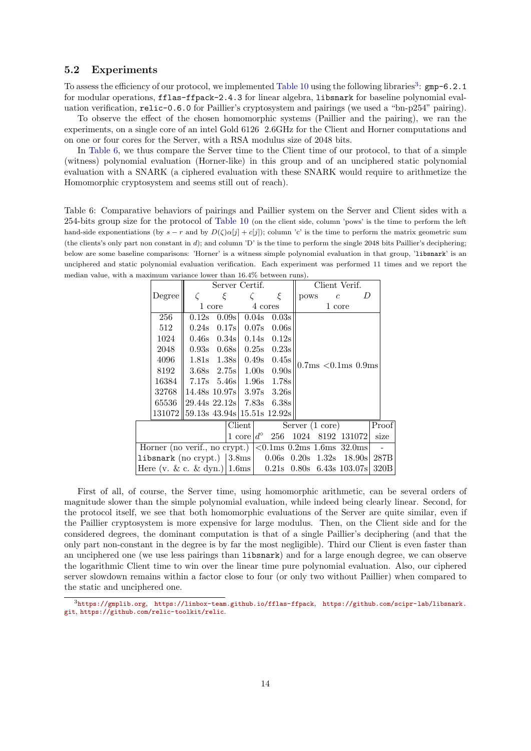## 5.2 Experiments

To assess the efficiency of our protocol, we implemented Table 10 using the following libraries[3]: `gmp-6.2.1` for modular operations, `fflas-ffpack-2.4.3` for linear algebra, `libsnark` for baseline polynomial evaluation verification, `relic-0.6.0` for Paillier's cryptosystem and pairings (we used a "bn-p254" pairing).

To observe the effect of the chosen homomorphic systems (Paillier and the pairing), we ran the experiments, on a single core of an intel Gold 6126 2.6GHz for the Client and Horner computations and on one or four cores for the Server, with a RSA modulus size of 2048 bits.

In Table 6, we thus compare the Server time to the Client time of our protocol, to that of a simple (witness) polynomial evaluation (Horner-like) in this group and of an unciphered static polynomial evaluation with a SNARK (a ciphered evaluation with these SNARK would require to arithmetize the Homomorphic cryptosystem and seems still out of reach).

Table 6: Comparative behaviors of pairings and Paillier system on the Server and Client sides with a 254-bits group size for the protocol of Table 10 (on the client side, column 'pows' is the time to perform the left hand-side exponentiations (by $s-r$ and by $D(\zeta)\alpha[j]+c[j]$); column 'c' is the time to perform the matrix geometric sum (the clients's only part non constant in $d$); and column 'D' is the time to perform the single 2048 bits Paillier's deciphering; below are some baseline comparisons: 'Horner' is a witness simple polynomial evaluation in that group, '`libsnark`' is an unciphered and static polynomial evaluation verification. Each experiment was performed 11 times and we report the median value, with a maximum variance lower than 16.4% between runs).

| Degree | Server Certif. | | | | Client Verif. | | |
|---|---|---|---|---|---|---|---|
| | $\zeta$ | $\xi$ | $\zeta$ | $\xi$ | pows | $c$ | $D$ |
| | 1 core | | 4 cores | | 1 core | | |
| 256 | 0.12s | 0.09s | 0.04s | 0.03s | 0.7ms | <0.1ms | 0.9ms |
| 512 | 0.24s | 0.17s | 0.07s | 0.06s | | | |
| 1024 | 0.46s | 0.34s | 0.14s | 0.12s | | | |
| 2048 | 0.93s | 0.68s | 0.25s | 0.23s | | | |
| 4096 | 1.81s | 1.38s | 0.49s | 0.45s | | | |
| 8192 | 3.68s | 2.75s | 1.00s | 0.90s | | | |
| 16384 | 7.17s | 5.46s | 1.96s | 1.78s | | | |
| 32768 | 14.48s | 10.97s | 3.97s | 3.26s | | | |
| 65536 | 29.44s | 22.12s | 7.83s | 6.38s | | | |
| 131072 | 59.13s | 43.94s | 15.51s | 12.92s | | | |

| | Client | Server (1 core) | | | | Proof |
|---|---|---|---|---|---|---|
| | 1 core $d^\circ$ | 256 | 1024 | 8192 | 131072 | size |
| Horner (no verif., no crypt.) | | <0.1ms | 0.2ms | 1.6ms | 32.0ms | - |
| `libsnark` (no crypt.) | 3.8ms | 0.06s | 0.20s | 1.32s | 18.90s | 287B |
| Here (v. & c. & dyn.) | 1.6ms | 0.21s | 0.80s | 6.43s | 103.07s | 320B |

First of all, of course, the Server time, using homomorphic arithmetic, can be several orders of magnitude slower than the simple polynomial evaluation, while indeed being clearly linear. Second, for the protocol itself, we see that both homomorphic evaluations of the Server are quite similar, even if the Paillier cryptosystem is more expensive for large modulus. Then, on the Client side and for the considered degrees, the dominant computation is that of a single Paillier's deciphering (and that the only part non-constant in the degree is by far the most negligible). Third our Client is even faster than an unciphered one (we use less pairings than `libsnark`) and for a large enough degree, we can observe the logarithmic Client time to win over the linear time pure polynomial evaluation. Also, our ciphered server slowdown remains within a factor close to four (or only two without Paillier) when compared to the static and unciphered one.

[3] https://gmplib.org, https://linbox-team.github.io/fflas-ffpack, https://github.com/scipr-lab/libsnark.git, https://github.com/relic-toolkit/relic.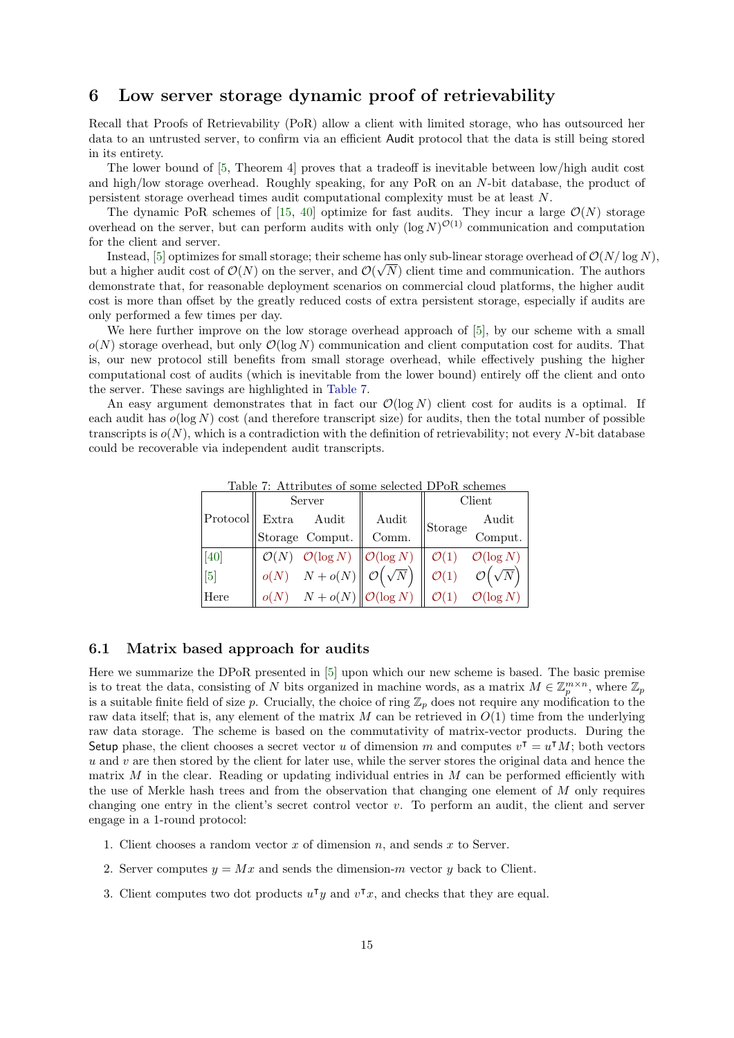## 6 Low server storage dynamic proof of retrievability

Recall that Proofs of Retrievability (PoR) allow a client with limited storage, who has outsourced her data to an untrusted server, to confirm via an efficient Audit protocol that the data is still being stored in its entirety.

The lower bound of [5, Theorem 4] proves that a tradeoff is inevitable between low/high audit cost and high/low storage overhead. Roughly speaking, for any PoR on an $N$-bit database, the product of persistent storage overhead times audit computational complexity must be at least $N$.

The dynamic PoR schemes of [15, 40] optimize for fast audits. They incur a large $\mathcal{O}(N)$ storage overhead on the server, but can perform audits with only $(\log N)^{\mathcal{O}(1)}$ communication and computation for the client and server.

Instead, [5] optimizes for small storage; their scheme has only sub-linear storage overhead of $\mathcal{O}(N/\log N)$, but a higher audit cost of $\mathcal{O}(N)$ on the server, and $\mathcal{O}(\sqrt{N})$ client time and communication. The authors demonstrate that, for reasonable deployment scenarios on commercial cloud platforms, the higher audit cost is more than offset by the greatly reduced costs of extra persistent storage, especially if audits are only performed a few times per day.

We here further improve on the low storage overhead approach of [5], by our scheme with a small $o(N)$ storage overhead, but only $\mathcal{O}(\log N)$ communication and client computation cost for audits. That is, our new protocol still benefits from small storage overhead, while effectively pushing the higher computational cost of audits (which is inevitable from the lower bound) entirely off the client and onto the server. These savings are highlighted in Table 7.

An easy argument demonstrates that in fact our $\mathcal{O}(\log N)$ client cost for audits is a optimal. If each audit has $o(\log N)$ cost (and therefore transcript size) for audits, then the total number of possible transcripts is $o(N)$, which is a contradiction with the definition of retrievability; not every $N$-bit database could be recoverable via independent audit transcripts.

Table 7: Attributes of some selected DPoR schemes

| Protocol | Server | | Audit Comm. | Client | |
|---|---|---|---|---|---|
| | Extra Storage | Audit Comput. | | Storage | Audit Comput. |
| [40] | $\mathcal{O}(N)$ | $\mathcal{O}(\log N)$ | $\mathcal{O}(\log N)$ | $\mathcal{O}(1)$ | $\mathcal{O}(\log N)$ |
| [5] | $o(N)$ | $N + o(N)$ | $\mathcal{O}\left(\sqrt{N}\right)$ | $\mathcal{O}(1)$ | $\mathcal{O}\left(\sqrt{N}\right)$ |
| Here | $o(N)$ | $N + o(N)$ | $\mathcal{O}(\log N)$ | $\mathcal{O}(1)$ | $\mathcal{O}(\log N)$ |

### 6.1 Matrix based approach for audits

Here we summarize the DPoR presented in [5] upon which our new scheme is based. The basic premise is to treat the data, consisting of $N$ bits organized in machine words, as a matrix $M \in \mathbb{Z}_p^{m\times n}$, where $\mathbb{Z}_p$ is a suitable finite field of size $p$. Crucially, the choice of ring $\mathbb{Z}_p$ does not require any modification to the raw data itself; that is, any element of the matrix $M$ can be retrieved in $O(1)$ time from the underlying raw data storage. The scheme is based on the commutativity of matrix-vector products. During the Setup phase, the client chooses a secret vector $u$ of dimension $m$ and computes $v^\intercal = u^\intercal M$; both vectors $u$ and $v$ are then stored by the client for later use, while the server stores the original data and hence the matrix $M$ in the clear. Reading or updating individual entries in $M$ can be performed efficiently with the use of Merkle hash trees and from the observation that changing one element of $M$ only requires changing one entry in the client's secret control vector $v$. To perform an audit, the client and server engage in a 1-round protocol:

1. Client chooses a random vector $x$ of dimension $n$, and sends $x$ to Server.
2. Server computes $y = Mx$ and sends the dimension-$m$ vector $y$ back to Client.
3. Client computes two dot products $u^\intercal y$ and $v^\intercal x$, and checks that they are equal.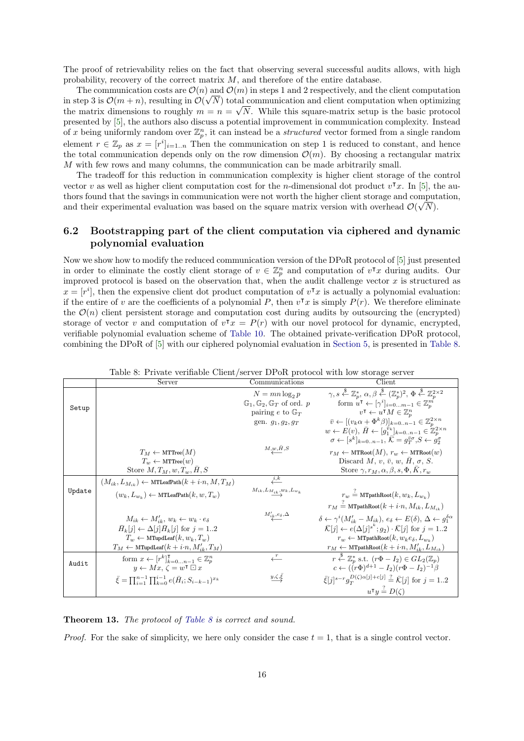The proof of retrievability relies on the fact that observing several successful audits allows, with high probability, recovery of the correct matrix $M$, and therefore of the entire database.

The communication costs are $\mathcal{O}(n)$ and $\mathcal{O}(m)$ in steps 1 and 2 respectively, and the client computation in step 3 is $\mathcal{O}(m+n)$, resulting in $\mathcal{O}(\sqrt{N})$ total communication and client computation when optimizing the matrix dimensions to roughly $m = n = \sqrt{N}$. While this square-matrix setup is the basic protocol presented by [5], the authors also discuss a potential improvement in communication complexity. Instead of $x$ being uniformly random over $\mathbb{Z}_p^n$, it can instead be a *structured* vector formed from a single random element $r \in \mathbb{Z}_p$ as $x = [r^i]_{i=1..n}$ Then the communication on step 1 is reduced to constant, and hence the total communication depends only on the row dimension $\mathcal{O}(m)$. By choosing a rectangular matrix $M$ with few rows and many columns, the communication can be made arbitrarily small.

The tradeoff for this reduction in communication complexity is higher client storage of the control vector $v$ as well as higher client computation cost for the $n$-dimensional dot product $v^\intercal x$. In [5], the authors found that the savings in communication were not worth the higher client storage and computation, and their experimental evaluation was based on the square matrix version with overhead $\mathcal{O}(\sqrt{N})$.

## 6.2 Bootstrapping part of the client computation via ciphered and dynamic polynomial evaluation

Now we show how to modify the reduced communication version of the DPoR protocol of [5] just presented in order to eliminate the costly client storage of $v \in \mathbb{Z}_p^n$ and computation of $v^\intercal x$ during audits. Our improved protocol is based on the observation that, when the audit challenge vector $x$ is structured as $x = [r^i]$, then the expensive client dot product computation of $v^\intercal x$ is actually a polynomial evaluation: if the entire of $v$ are the coefficients of a polynomial $P$, then $v^\intercal x$ is simply $P(r)$. We therefore eliminate the $\mathcal{O}(n)$ client persistent storage and computation cost during audits by outsourcing the (encrypted) storage of vector $v$ and computation of $v^\intercal x = P(r)$ with our novel protocol for dynamic, encrypted, verifiable polynomial evaluation scheme of Table 10. The obtained private-verification DPoR protocol, combining the DPoR of [5] with our ciphered polynomial evaluation in Section 5, is presented in Table 8.

Table 8: Private verifiable Client/server DPoR protocol with low storage server

| | Server | Communications | Client |
|---|---|---|---|
| Setup | | $N = mn\log_2 p$<br>$\mathbb{G}_1, \mathbb{G}_2, \mathbb{G}_T$ of ord. $p$<br>pairing $e$ to $\mathbb{G}_T$<br>gen. $g_1, g_2, g_T$ | $\gamma, s \xleftarrow{\$} \mathbb{Z}_p^*$, $\alpha, \beta \xleftarrow{\$} (\mathbb{Z}_p^*)^2$, $\Phi \xleftarrow{\$} \mathbb{Z}_p^{2\times 2}$<br>form $u^\intercal \leftarrow [\gamma^i]_{i=0\ldots m-1} \in \mathbb{Z}_p^m$<br>$v^\intercal \leftarrow u^\intercal M \in \mathbb{Z}_p^n$<br>$\bar{v} \leftarrow [(v_k\alpha + \Phi^k\beta)]_{k=0..n-1} \in \mathbb{Z}_p^{2\times n}$<br>$w \leftarrow E(v)$, $\bar{H} \leftarrow [g_1^{\bar{v}_k}]_{k=0..n-1} \in \mathbb{Z}_p^{2\times n}$<br>$\sigma \leftarrow [s^k]_{k=0..n-1}$, $\bar{\mathcal{K}} = g_T^{\bar{v}\sigma}, S \leftarrow g_2^\sigma$ |
| | $T_M \leftarrow \texttt{MTTree}(M)$<br>$T_w \leftarrow \texttt{MTTree}(w)$<br>Store $M, T_M, w, T_w, \bar{H}, S$ | $\xleftarrow{M,w,\bar{H},S}$ | $r_M \leftarrow \texttt{MTRoot}(M)$, $r_w \leftarrow \texttt{MTRoot}(w)$<br>Discard $M$, $v$, $\bar{v}$, $w$, $\bar{H}$, $\sigma$, $S$.<br>Store $\gamma, r_M, \alpha, \beta, s, \Phi, \bar{\mathcal{K}}, r_w$ |
| Update | $(M_{ik}, L_{M_{ik}}) \leftarrow \texttt{MTLeafPath}(k + i{\cdot}n, M, T_M)$<br>$(w_k, L_{w_k}) \leftarrow \texttt{MTLeafPath}(k, w, T_w)$ | $\xleftarrow{i,k}$<br>$\xrightarrow{M_{ik}, L_{M_{ik}}, w_k, L_{w_k}}$ | $r_w \stackrel{?}{=} \texttt{MTpathRoot}(k, w_k, L_{w_k})$<br>$r_M \stackrel{?}{=} \texttt{MTpathRoot}(k + i{\cdot}n, M_{ik}, L_{M_{ik}})$ |
| | $M_{ik} \leftarrow M'_{ik}$, $w_k \leftarrow w_k \cdot e_\delta$<br>$\bar{H}_k[j] \leftarrow \Delta[j]\bar{H}_k[j]$ for $j = 1..2$<br>$T_w \leftarrow \texttt{MTupdLeaf}(k, w_k, T_w)$<br>$T_M \leftarrow \texttt{MTupdLeaf}(k + i{\cdot}n, M'_{ik}, T_M)$ | $\xleftarrow{M'_{ik}, e_\delta, \Delta}$ | $\delta \leftarrow \gamma^i(M'_{ik} - M_{ik})$, $e_\delta \leftarrow E(\delta)$, $\Delta \leftarrow g_1^{\delta\alpha}$<br>$\bar{\mathcal{K}}[j] \leftarrow e(\Delta[j]^{s^k}; g_2) \cdot \bar{\mathcal{K}}[j]$ for $j = 1..2$<br>$r_w \leftarrow \texttt{MTpathRoot}(k, w_k e_\delta, L_{w_k})$<br>$r_M \leftarrow \texttt{MTpathRoot}(k + i{\cdot}n, M'_{ik}, L_{M_{ik}})$ |
| Audit | form $x \leftarrow [r^k]_{k=0\ldots n-1}^\intercal \in \mathbb{Z}_p^n$<br>$y \leftarrow Mx$, $\zeta = w^\intercal \boxdot x$<br>$\bar{\xi} = \prod_{i=1}^{n-1}\prod_{k=0}^{i-1} e(\bar{H}_i; S_{i-k-1})^{x_k}$ | $\xleftarrow{r}$<br>$\xrightarrow{y,\zeta,\bar{\xi}}$ | $r \xleftarrow{\$} \mathbb{Z}_p^*$ s.t. $(r\Phi - I_2) \in GL_2(\mathbb{Z}_p)$<br>$c \leftarrow ((r\Phi)^{d+1} - I_2)(r\Phi - I_2)^{-1}\beta$<br>$\bar{\xi}[j]^{s-r} g_T^{D(\zeta)\alpha[j]+c[j]} \stackrel{?}{=} \bar{\mathcal{K}}[j]$ for $j = 1..2$<br>$u^\intercal y \stackrel{?}{=} D(\zeta)$ |

**Theorem 13.** *The protocol of Table 8 is correct and sound.*

*Proof.* For the sake of simplicity, we here only consider the case $t = 1$, that is a single control vector.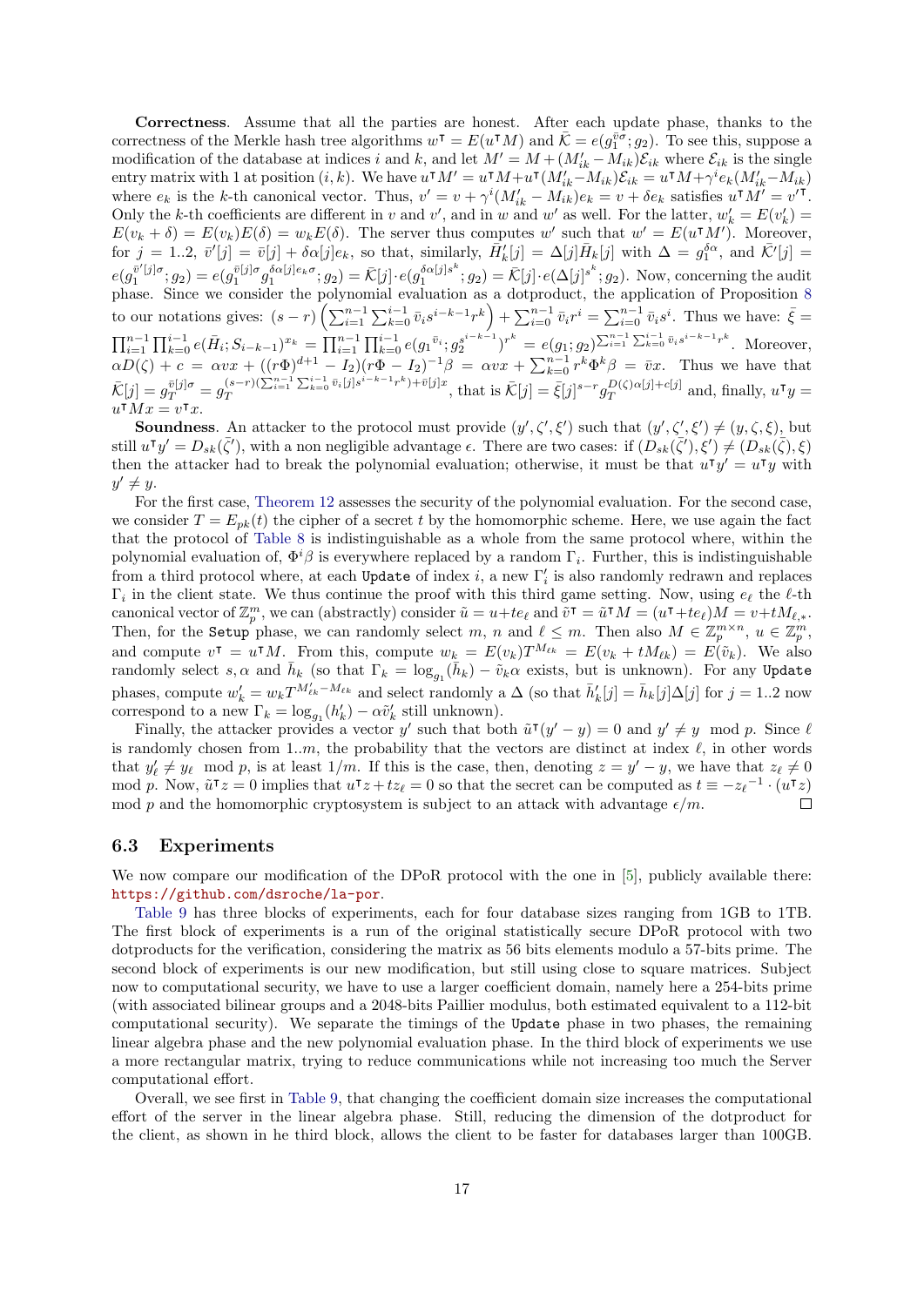**Correctness**. Assume that all the parties are honest. After each update phase, thanks to the correctness of the Merkle hash tree algorithms $w^\intercal = E(u^\intercal M)$ and $\bar{\mathcal{K}} = e(g_1^{\bar{v}\sigma}; g_2)$. To see this, suppose a modification of the database at indices $i$ and $k$, and let $M' = M + (M'_{ik} - M_{ik})\mathcal{E}_{ik}$ where $\mathcal{E}_{ik}$ is the single entry matrix with 1 at position $(i, k)$. We have $u^\intercal M' = u^\intercal M + u^\intercal (M'_{ik} - M_{ik})\mathcal{E}_{ik} = u^\intercal M + \gamma^i e_k (M'_{ik} - M_{ik})$ where $e_k$ is the $k$-th canonical vector. Thus, $v' = v + \gamma^i (M'_{ik} - M_{ik}) e_k = v + \delta e_k$ satisfies $u^\intercal M' = v'^\intercal$. Only the $k$-th coefficients are different in $v$ and $v'$, and in $w$ and $w'$ as well. For the latter, $w'_k = E(v'_k) = E(v_k + \delta) = E(v_k)E(\delta) = w_k E(\delta)$. The server thus computes $w'$ such that $w' = E(u^\intercal M')$. Moreover, for $j = 1..2$, $\bar{v}'[j] = \bar{v}[j] + \delta\alpha[j] e_k$, so that, similarly, $\bar{H}'_k[j] = \Delta[j]\bar{H}_k[j]$ with $\Delta = g_1^{\delta\alpha}$, and $\bar{\mathcal{K}}'[j] = e(g_1^{\bar{v}'[j]\sigma}; g_2) = e(g_1^{\bar{v}[j]\sigma} g_1^{\delta\alpha[j]e_k\sigma}; g_2) = \bar{\mathcal{K}}[j] \cdot e(g_1^{\delta\alpha[j]s^k}; g_2) = \bar{\mathcal{K}}[j] \cdot e(\Delta[j]^{s^k}; g_2)$. Now, concerning the audit phase. Since we consider the polynomial evaluation as a dotproduct, the application of Proposition 8 to our notations gives: $(s - r)\left(\sum_{i=1}^{n-1}\sum_{k=0}^{i-1} \bar{v}_i s^{i-k-1} r^k\right) + \sum_{i=0}^{n-1} \bar{v}_i r^i = \sum_{i=0}^{n-1} \bar{v}_i s^i$. Thus we have: $\bar{\xi} = \prod_{i=1}^{n-1}\prod_{k=0}^{i-1} e(\bar{H}_i; S_{i-k-1})^{x_k} = \prod_{i=1}^{n-1}\prod_{k=0}^{i-1} e(g_1{}^{\bar{v}_i}; g_2^{s^{i-k-1}})^{r^k} = e(g_1; g_2)^{\sum_{i=1}^{n-1}\sum_{k=0}^{i-1} \bar{v}_i s^{i-k-1} r^k}$. Moreover, $\alpha D(\zeta) + c = \alpha v x + ((r\Phi)^{d+1} - I_2)(r\Phi - I_2)^{-1}\beta = \alpha v x + \sum_{k=0}^{n-1} r^k \Phi^k \beta = \bar{v} x$. Thus we have that $\bar{\mathcal{K}}[j] = g_T^{\bar{v}[j]\sigma} = g_T^{(s-r)(\sum_{i=1}^{n-1}\sum_{k=0}^{i-1} \bar{v}_i[j] s^{i-k-1} r^k) + \bar{v}[j]x}$, that is $\bar{\mathcal{K}}[j] = \bar{\xi}[j]^{s-r} g_T^{D(\zeta)\alpha[j] + c[j]}$ and, finally, $u^\intercal y = u^\intercal M x = v^\intercal x$.

**Soundness**. An attacker to the protocol must provide $(y', \zeta', \xi')$ such that $(y', \zeta', \xi') \neq (y, \zeta, \xi)$, but still $u^\intercal y' = D_{sk}(\bar{\zeta}')$, with a non negligible advantage $\epsilon$. There are two cases: if $(D_{sk}(\bar{\zeta}'), \xi') \neq (D_{sk}(\bar{\zeta}), \xi)$ then the attacker had to break the polynomial evaluation; otherwise, it must be that $u^\intercal y' = u^\intercal y$ with $y' \neq y$.

For the first case, Theorem 12 assesses the security of the polynomial evaluation. For the second case, we consider $T = E_{pk}(t)$ the cipher of a secret $t$ by the homomorphic scheme. Here, we use again the fact that the protocol of Table 8 is indistinguishable as a whole from the same protocol where, within the polynomial evaluation of, $\Phi^i\beta$ is everywhere replaced by a random $\Gamma_i$. Further, this is indistinguishable from a third protocol where, at each `Update` of index $i$, a new $\Gamma'_i$ is also randomly redrawn and replaces $\Gamma_i$ in the client state. We thus continue the proof with this third game setting. Now, using $e_\ell$ the $\ell$-th canonical vector of $\mathbb{Z}_p^m$, we can (abstractly) consider $\tilde{u} = u + te_\ell$ and $\tilde{v}^\intercal = \tilde{u}^\intercal M = (u^\intercal + te_\ell)M = v + tM_{\ell,*}$. Then, for the `Setup` phase, we can randomly select $m$, $n$ and $\ell \leq m$. Then also $M \in \mathbb{Z}_p^{m \times n}$, $u \in \mathbb{Z}_p^m$, and compute $v^\intercal = u^\intercal M$. From this, compute $w_k = E(v_k)T^{M_{\ell k}} = E(v_k + tM_{\ell k}) = E(\tilde{v}_k)$. We also randomly select $s, \alpha$ and $\bar{h}_k$ (so that $\Gamma_k = \log_{g_1}(\bar{h}_k) - \tilde{v}_k\alpha$ exists, but is unknown). For any `Update` phases, compute $w'_k = w_k T^{M'_{\ell k} - M_{\ell k}}$ and select randomly a $\Delta$ (so that $\bar{h}'_k[j] = \bar{h}_k[j]\Delta[j]$ for $j = 1..2$ now correspond to a new $\Gamma_k = \log_{g_1}(h'_k) - \alpha\tilde{v}'_k$ still unknown).

Finally, the attacker provides a vector $y'$ such that both $\tilde{u}^\intercal(y' - y) = 0$ and $y' \neq y \mod p$. Since $\ell$ is randomly chosen from $1..m$, the probability that the vectors are distinct at index $\ell$, in other words that $y'_\ell \neq y_\ell \mod p$, is at least $1/m$. If this is the case, then, denoting $z = y' - y$, we have that $z_\ell \neq 0 \mod p$. Now, $\tilde{u}^\intercal z = 0$ implies that $u^\intercal z + tz_\ell = 0$ so that the secret can be computed as $t \equiv -z_\ell{}^{-1} \cdot (u^\intercal z) \mod p$ and the homomorphic cryptosystem is subject to an attack with advantage $\epsilon/m$. □

### 6.3 Experiments

We now compare our modification of the DPoR protocol with the one in [5], publicly available there: https://github.com/dsroche/la-por.

Table 9 has three blocks of experiments, each for four database sizes ranging from 1GB to 1TB. The first block of experiments is a run of the original statistically secure DPoR protocol with two dotproducts for the verification, considering the matrix as 56 bits elements modulo a 57-bits prime. The second block of experiments is our new modification, but still using close to square matrices. Subject now to computational security, we have to use a larger coefficient domain, namely here a 254-bits prime (with associated bilinear groups and a 2048-bits Paillier modulus, both estimated equivalent to a 112-bit computational security). We separate the timings of the `Update` phase in two phases, the remaining linear algebra phase and the new polynomial evaluation phase. In the third block of experiments we use a more rectangular matrix, trying to reduce communications while not increasing too much the Server computational effort.

Overall, we see first in Table 9, that changing the coefficient domain size increases the computational effort of the server in the linear algebra phase. Still, reducing the dimension of the dotproduct for the client, as shown in he third block, allows the client to be faster for databases larger than 100GB.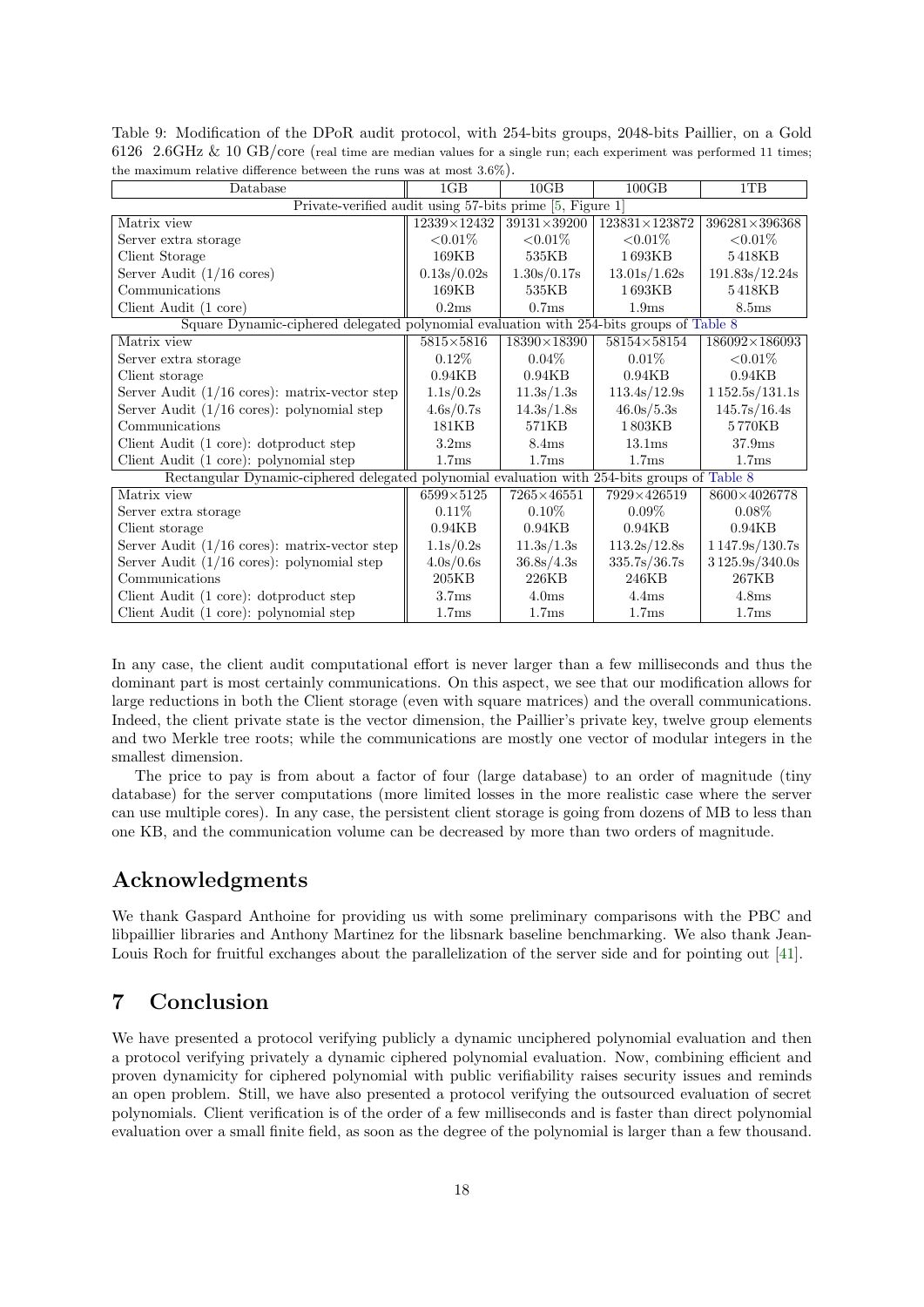Table 9: Modification of the DPoR audit protocol, with 254-bits groups, 2048-bits Paillier, on a Gold 6126 2.6GHz & 10 GB/core (real time are median values for a single run; each experiment was performed 11 times; the maximum relative difference between the runs was at most 3.6%).

| Database | 1GB | 10GB | 100GB | 1TB |
|---|---|---|---|---|
| Private-verified audit using 57-bits prime [5, Figure 1] | | | | |
| Matrix view | 12339×12432 | 39131×39200 | 123831×123872 | 396281×396368 |
| Server extra storage | <0.01% | <0.01% | <0.01% | <0.01% |
| Client Storage | 169KB | 535KB | 1 693KB | 5 418KB |
| Server Audit (1/16 cores) | 0.13s/0.02s | 1.30s/0.17s | 13.01s/1.62s | 191.83s/12.24s |
| Communications | 169KB | 535KB | 1 693KB | 5 418KB |
| Client Audit (1 core) | 0.2ms | 0.7ms | 1.9ms | 8.5ms |
| Square Dynamic-ciphered delegated polynomial evaluation with 254-bits groups of Table 8 | | | | |
| Matrix view | 5815×5816 | 18390×18390 | 58154×58154 | 186092×186093 |
| Server extra storage | 0.12% | 0.04% | 0.01% | <0.01% |
| Client storage | 0.94KB | 0.94KB | 0.94KB | 0.94KB |
| Server Audit (1/16 cores): matrix-vector step | 1.1s/0.2s | 11.3s/1.3s | 113.4s/12.9s | 1 152.5s/131.1s |
| Server Audit (1/16 cores): polynomial step | 4.6s/0.7s | 14.3s/1.8s | 46.0s/5.3s | 145.7s/16.4s |
| Communications | 181KB | 571KB | 1 803KB | 5 770KB |
| Client Audit (1 core): dotproduct step | 3.2ms | 8.4ms | 13.1ms | 37.9ms |
| Client Audit (1 core): polynomial step | 1.7ms | 1.7ms | 1.7ms | 1.7ms |
| Rectangular Dynamic-ciphered delegated polynomial evaluation with 254-bits groups of Table 8 | | | | |
| Matrix view | 6599×5125 | 7265×46551 | 7929×426519 | 8600×4026778 |
| Server extra storage | 0.11% | 0.10% | 0.09% | 0.08% |
| Client storage | 0.94KB | 0.94KB | 0.94KB | 0.94KB |
| Server Audit (1/16 cores): matrix-vector step | 1.1s/0.2s | 11.3s/1.3s | 113.2s/12.8s | 1 147.9s/130.7s |
| Server Audit (1/16 cores): polynomial step | 4.0s/0.6s | 36.8s/4.3s | 335.7s/36.7s | 3 125.9s/340.0s |
| Communications | 205KB | 226KB | 246KB | 267KB |
| Client Audit (1 core): dotproduct step | 3.7ms | 4.0ms | 4.4ms | 4.8ms |
| Client Audit (1 core): polynomial step | 1.7ms | 1.7ms | 1.7ms | 1.7ms |

In any case, the client audit computational effort is never larger than a few milliseconds and thus the dominant part is most certainly communications. On this aspect, we see that our modification allows for large reductions in both the Client storage (even with square matrices) and the overall communications. Indeed, the client private state is the vector dimension, the Paillier's private key, twelve group elements and two Merkle tree roots; while the communications are mostly one vector of modular integers in the smallest dimension.

The price to pay is from about a factor of four (large database) to an order of magnitude (tiny database) for the server computations (more limited losses in the more realistic case where the server can use multiple cores). In any case, the persistent client storage is going from dozens of MB to less than one KB, and the communication volume can be decreased by more than two orders of magnitude.

## Acknowledgments

We thank Gaspard Anthoine for providing us with some preliminary comparisons with the PBC and libpaillier libraries and Anthony Martinez for the libsnark baseline benchmarking. We also thank Jean-Louis Roch for fruitful exchanges about the parallelization of the server side and for pointing out [41].

## 7 Conclusion

We have presented a protocol verifying publicly a dynamic unciphered polynomial evaluation and then a protocol verifying privately a dynamic ciphered polynomial evaluation. Now, combining efficient and proven dynamicity for ciphered polynomial with public verifiability raises security issues and reminds an open problem. Still, we have also presented a protocol verifying the outsourced evaluation of secret polynomials. Client verification is of the order of a few milliseconds and is faster than direct polynomial evaluation over a small finite field, as soon as the degree of the polynomial is larger than a few thousand.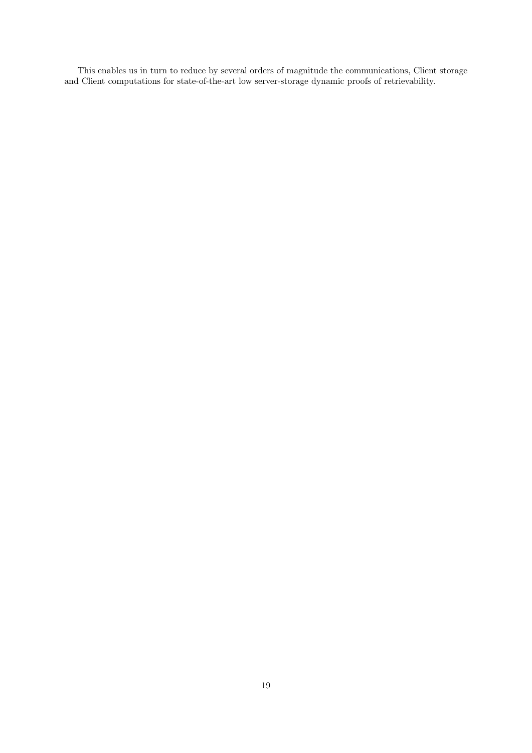This enables us in turn to reduce by several orders of magnitude the communications, Client storage and Client computations for state-of-the-art low server-storage dynamic proofs of retrievability.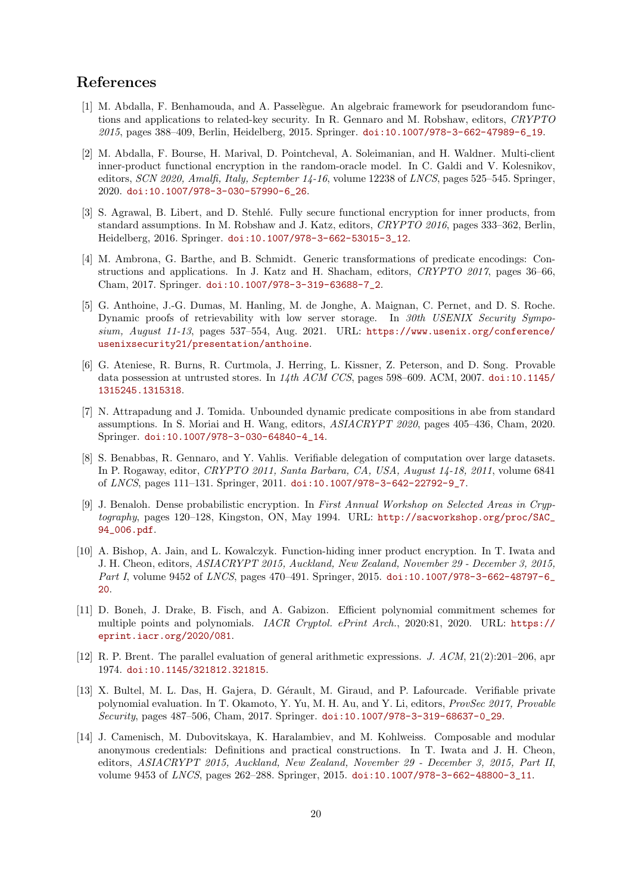# References

[1] M. Abdalla, F. Benhamouda, and A. Passelègue. An algebraic framework for pseudorandom functions and applications to related-key security. In R. Gennaro and M. Robshaw, editors, *CRYPTO 2015*, pages 388–409, Berlin, Heidelberg, 2015. Springer. doi:10.1007/978-3-662-47989-6_19.

[2] M. Abdalla, F. Bourse, H. Marival, D. Pointcheval, A. Soleimanian, and H. Waldner. Multi-client inner-product functional encryption in the random-oracle model. In C. Galdi and V. Kolesnikov, editors, *SCN 2020, Amalfi, Italy, September 14-16*, volume 12238 of *LNCS*, pages 525–545. Springer, 2020. doi:10.1007/978-3-030-57990-6_26.

[3] S. Agrawal, B. Libert, and D. Stehlé. Fully secure functional encryption for inner products, from standard assumptions. In M. Robshaw and J. Katz, editors, *CRYPTO 2016*, pages 333–362, Berlin, Heidelberg, 2016. Springer. doi:10.1007/978-3-662-53015-3_12.

[4] M. Ambrona, G. Barthe, and B. Schmidt. Generic transformations of predicate encodings: Constructions and applications. In J. Katz and H. Shacham, editors, *CRYPTO 2017*, pages 36–66, Cham, 2017. Springer. doi:10.1007/978-3-319-63688-7_2.

[5] G. Anthoine, J.-G. Dumas, M. Hanling, M. de Jonghe, A. Maignan, C. Pernet, and D. S. Roche. Dynamic proofs of retrievability with low server storage. In *30th USENIX Security Symposium, August 11-13*, pages 537–554, Aug. 2021. URL: https://www.usenix.org/conference/usenixsecurity21/presentation/anthoine.

[6] G. Ateniese, R. Burns, R. Curtmola, J. Herring, L. Kissner, Z. Peterson, and D. Song. Provable data possession at untrusted stores. In *14th ACM CCS*, pages 598–609. ACM, 2007. doi:10.1145/1315245.1315318.

[7] N. Attrapadung and J. Tomida. Unbounded dynamic predicate compositions in abe from standard assumptions. In S. Moriai and H. Wang, editors, *ASIACRYPT 2020*, pages 405–436, Cham, 2020. Springer. doi:10.1007/978-3-030-64840-4_14.

[8] S. Benabbas, R. Gennaro, and Y. Vahlis. Verifiable delegation of computation over large datasets. In P. Rogaway, editor, *CRYPTO 2011, Santa Barbara, CA, USA, August 14-18, 2011*, volume 6841 of *LNCS*, pages 111–131. Springer, 2011. doi:10.1007/978-3-642-22792-9_7.

[9] J. Benaloh. Dense probabilistic encryption. In *First Annual Workshop on Selected Areas in Cryptography*, pages 120–128, Kingston, ON, May 1994. URL: http://sacworkshop.org/proc/SAC_94_006.pdf.

[10] A. Bishop, A. Jain, and L. Kowalczyk. Function-hiding inner product encryption. In T. Iwata and J. H. Cheon, editors, *ASIACRYPT 2015, Auckland, New Zealand, November 29 - December 3, 2015, Part I*, volume 9452 of *LNCS*, pages 470–491. Springer, 2015. doi:10.1007/978-3-662-48797-6_20.

[11] D. Boneh, J. Drake, B. Fisch, and A. Gabizon. Efficient polynomial commitment schemes for multiple points and polynomials. *IACR Cryptol. ePrint Arch.*, 2020:81, 2020. URL: https://eprint.iacr.org/2020/081.

[12] R. P. Brent. The parallel evaluation of general arithmetic expressions. *J. ACM*, 21(2):201–206, apr 1974. doi:10.1145/321812.321815.

[13] X. Bultel, M. L. Das, H. Gajera, D. Gérault, M. Giraud, and P. Lafourcade. Verifiable private polynomial evaluation. In T. Okamoto, Y. Yu, M. H. Au, and Y. Li, editors, *ProvSec 2017, Provable Security*, pages 487–506, Cham, 2017. Springer. doi:10.1007/978-3-319-68637-0_29.

[14] J. Camenisch, M. Dubovitskaya, K. Haralambiev, and M. Kohlweiss. Composable and modular anonymous credentials: Definitions and practical constructions. In T. Iwata and J. H. Cheon, editors, *ASIACRYPT 2015, Auckland, New Zealand, November 29 - December 3, 2015, Part II*, volume 9453 of *LNCS*, pages 262–288. Springer, 2015. doi:10.1007/978-3-662-48800-3_11.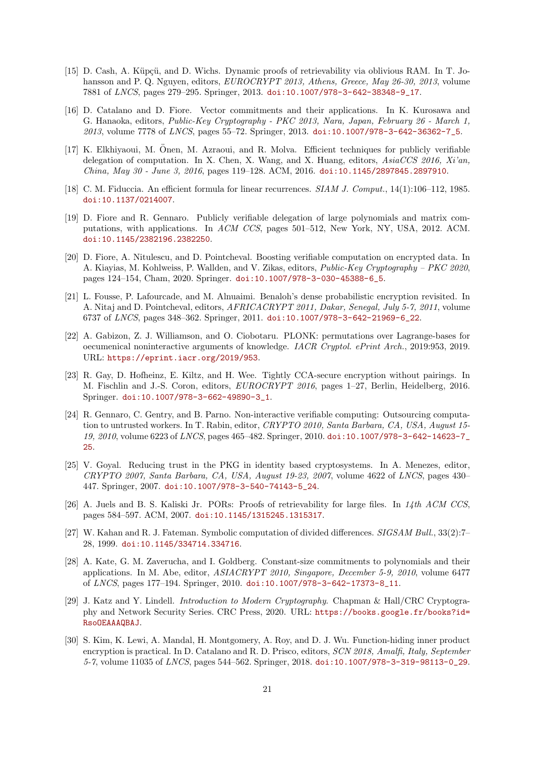[15] D. Cash, A. Küpçü, and D. Wichs. Dynamic proofs of retrievability via oblivious RAM. In T. Johansson and P. Q. Nguyen, editors, *EUROCRYPT 2013, Athens, Greece, May 26-30, 2013*, volume 7881 of *LNCS*, pages 279–295. Springer, 2013. doi:10.1007/978-3-642-38348-9_17.

[16] D. Catalano and D. Fiore. Vector commitments and their applications. In K. Kurosawa and G. Hanaoka, editors, *Public-Key Cryptography - PKC 2013, Nara, Japan, February 26 - March 1, 2013*, volume 7778 of *LNCS*, pages 55–72. Springer, 2013. doi:10.1007/978-3-642-36362-7_5.

[17] K. Elkhiyaoui, M. Önen, M. Azraoui, and R. Molva. Efficient techniques for publicly verifiable delegation of computation. In X. Chen, X. Wang, and X. Huang, editors, *AsiaCCS 2016, Xi'an, China, May 30 - June 3, 2016*, pages 119–128. ACM, 2016. doi:10.1145/2897845.2897910.

[18] C. M. Fiduccia. An efficient formula for linear recurrences. *SIAM J. Comput.*, 14(1):106–112, 1985. doi:10.1137/0214007.

[19] D. Fiore and R. Gennaro. Publicly verifiable delegation of large polynomials and matrix computations, with applications. In *ACM CCS*, pages 501–512, New York, NY, USA, 2012. ACM. doi:10.1145/2382196.2382250.

[20] D. Fiore, A. Nitulescu, and D. Pointcheval. Boosting verifiable computation on encrypted data. In A. Kiayias, M. Kohlweiss, P. Wallden, and V. Zikas, editors, *Public-Key Cryptography – PKC 2020*, pages 124–154, Cham, 2020. Springer. doi:10.1007/978-3-030-45388-6_5.

[21] L. Fousse, P. Lafourcade, and M. Alnuaimi. Benaloh's dense probabilistic encryption revisited. In A. Nitaj and D. Pointcheval, editors, *AFRICACRYPT 2011, Dakar, Senegal, July 5-7, 2011*, volume 6737 of *LNCS*, pages 348–362. Springer, 2011. doi:10.1007/978-3-642-21969-6_22.

[22] A. Gabizon, Z. J. Williamson, and O. Ciobotaru. PLONK: permutations over Lagrange-bases for oecumenical noninteractive arguments of knowledge. *IACR Cryptol. ePrint Arch.*, 2019:953, 2019. URL: https://eprint.iacr.org/2019/953.

[23] R. Gay, D. Hofheinz, E. Kiltz, and H. Wee. Tightly CCA-secure encryption without pairings. In M. Fischlin and J.-S. Coron, editors, *EUROCRYPT 2016*, pages 1–27, Berlin, Heidelberg, 2016. Springer. doi:10.1007/978-3-662-49890-3_1.

[24] R. Gennaro, C. Gentry, and B. Parno. Non-interactive verifiable computing: Outsourcing computation to untrusted workers. In T. Rabin, editor, *CRYPTO 2010, Santa Barbara, CA, USA, August 15-19, 2010*, volume 6223 of *LNCS*, pages 465–482. Springer, 2010. doi:10.1007/978-3-642-14623-7_25.

[25] V. Goyal. Reducing trust in the PKG in identity based cryptosystems. In A. Menezes, editor, *CRYPTO 2007, Santa Barbara, CA, USA, August 19-23, 2007*, volume 4622 of *LNCS*, pages 430–447. Springer, 2007. doi:10.1007/978-3-540-74143-5_24.

[26] A. Juels and B. S. Kaliski Jr. PORs: Proofs of retrievability for large files. In *14th ACM CCS*, pages 584–597. ACM, 2007. doi:10.1145/1315245.1315317.

[27] W. Kahan and R. J. Fateman. Symbolic computation of divided differences. *SIGSAM Bull.*, 33(2):7–28, 1999. doi:10.1145/334714.334716.

[28] A. Kate, G. M. Zaverucha, and I. Goldberg. Constant-size commitments to polynomials and their applications. In M. Abe, editor, *ASIACRYPT 2010, Singapore, December 5-9, 2010*, volume 6477 of *LNCS*, pages 177–194. Springer, 2010. doi:10.1007/978-3-642-17373-8_11.

[29] J. Katz and Y. Lindell. *Introduction to Modern Cryptography*. Chapman & Hall/CRC Cryptography and Network Security Series. CRC Press, 2020. URL: https://books.google.fr/books?id=RsoOEAAAQBAJ.

[30] S. Kim, K. Lewi, A. Mandal, H. Montgomery, A. Roy, and D. J. Wu. Function-hiding inner product encryption is practical. In D. Catalano and R. D. Prisco, editors, *SCN 2018, Amalfi, Italy, September 5-7*, volume 11035 of *LNCS*, pages 544–562. Springer, 2018. doi:10.1007/978-3-319-98113-0_29.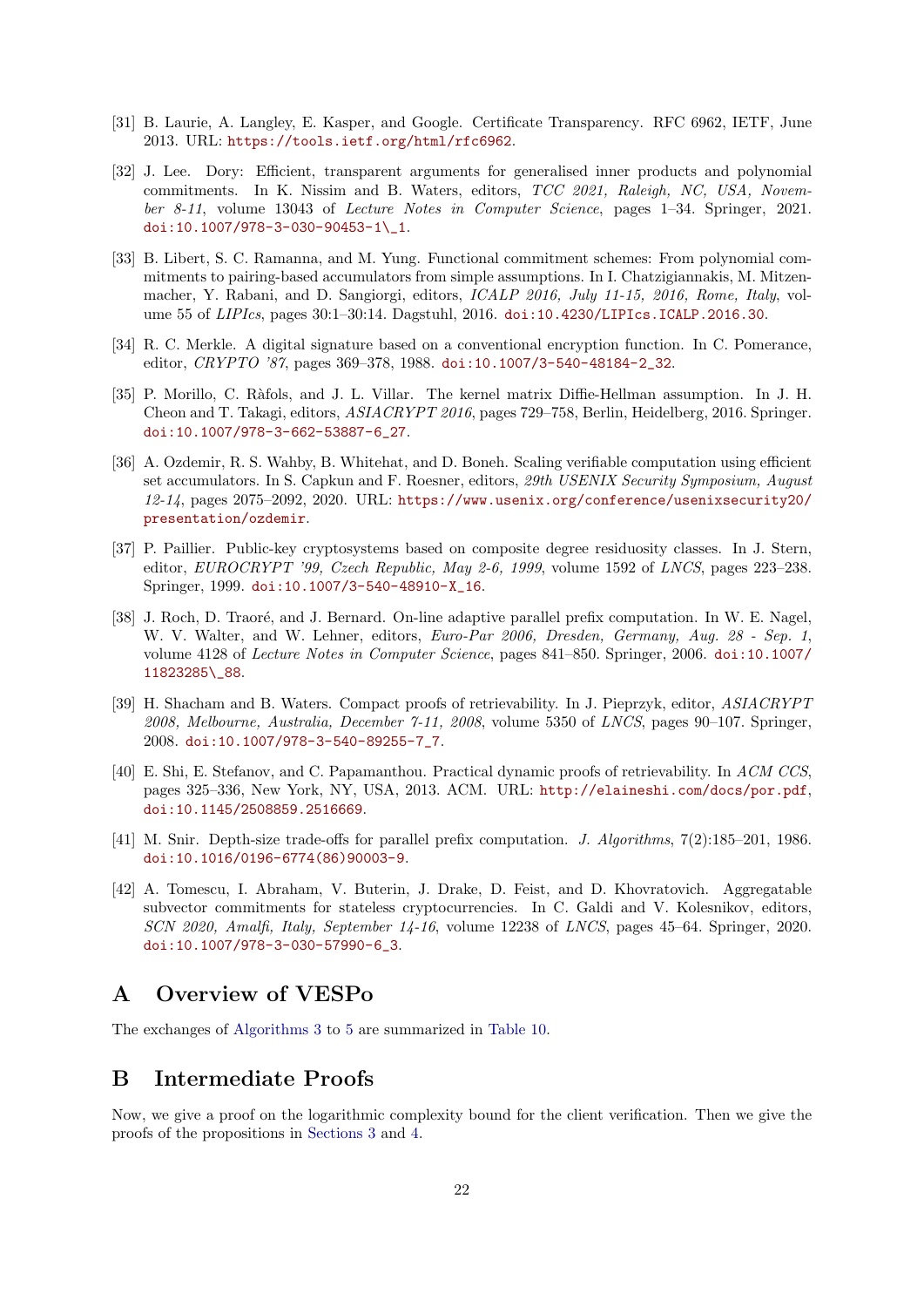[31] B. Laurie, A. Langley, E. Kasper, and Google. Certificate Transparency. RFC 6962, IETF, June 2013. URL: https://tools.ietf.org/html/rfc6962.

[32] J. Lee. Dory: Efficient, transparent arguments for generalised inner products and polynomial commitments. In K. Nissim and B. Waters, editors, *TCC 2021, Raleigh, NC, USA, November 8-11*, volume 13043 of *Lecture Notes in Computer Science*, pages 1–34. Springer, 2021. doi:10.1007/978-3-030-90453-1\_1.

[33] B. Libert, S. C. Ramanna, and M. Yung. Functional commitment schemes: From polynomial commitments to pairing-based accumulators from simple assumptions. In I. Chatzigiannakis, M. Mitzenmacher, Y. Rabani, and D. Sangiorgi, editors, *ICALP 2016, July 11-15, 2016, Rome, Italy*, volume 55 of *LIPIcs*, pages 30:1–30:14. Dagstuhl, 2016. doi:10.4230/LIPIcs.ICALP.2016.30.

[34] R. C. Merkle. A digital signature based on a conventional encryption function. In C. Pomerance, editor, *CRYPTO '87*, pages 369–378, 1988. doi:10.1007/3-540-48184-2_32.

[35] P. Morillo, C. Ràfols, and J. L. Villar. The kernel matrix Diffie-Hellman assumption. In J. H. Cheon and T. Takagi, editors, *ASIACRYPT 2016*, pages 729–758, Berlin, Heidelberg, 2016. Springer. doi:10.1007/978-3-662-53887-6_27.

[36] A. Ozdemir, R. S. Wahby, B. Whitehat, and D. Boneh. Scaling verifiable computation using efficient set accumulators. In S. Capkun and F. Roesner, editors, *29th USENIX Security Symposium, August 12-14*, pages 2075–2092, 2020. URL: https://www.usenix.org/conference/usenixsecurity20/presentation/ozdemir.

[37] P. Paillier. Public-key cryptosystems based on composite degree residuosity classes. In J. Stern, editor, *EUROCRYPT '99, Czech Republic, May 2-6, 1999*, volume 1592 of *LNCS*, pages 223–238. Springer, 1999. doi:10.1007/3-540-48910-X_16.

[38] J. Roch, D. Traoré, and J. Bernard. On-line adaptive parallel prefix computation. In W. E. Nagel, W. V. Walter, and W. Lehner, editors, *Euro-Par 2006, Dresden, Germany, Aug. 28 - Sep. 1*, volume 4128 of *Lecture Notes in Computer Science*, pages 841–850. Springer, 2006. doi:10.1007/11823285\_88.

[39] H. Shacham and B. Waters. Compact proofs of retrievability. In J. Pieprzyk, editor, *ASIACRYPT 2008, Melbourne, Australia, December 7-11, 2008*, volume 5350 of *LNCS*, pages 90–107. Springer, 2008. doi:10.1007/978-3-540-89255-7_7.

[40] E. Shi, E. Stefanov, and C. Papamanthou. Practical dynamic proofs of retrievability. In *ACM CCS*, pages 325–336, New York, NY, USA, 2013. ACM. URL: http://elaineshi.com/docs/por.pdf, doi:10.1145/2508859.2516669.

[41] M. Snir. Depth-size trade-offs for parallel prefix computation. *J. Algorithms*, 7(2):185–201, 1986. doi:10.1016/0196-6774(86)90003-9.

[42] A. Tomescu, I. Abraham, V. Buterin, J. Drake, D. Feist, and D. Khovratovich. Aggregatable subvector commitments for stateless cryptocurrencies. In C. Galdi and V. Kolesnikov, editors, *SCN 2020, Amalfi, Italy, September 14-16*, volume 12238 of *LNCS*, pages 45–64. Springer, 2020. doi:10.1007/978-3-030-57990-6_3.

# A Overview of VESPo

The exchanges of Algorithms 3 to 5 are summarized in Table 10.

# B Intermediate Proofs

Now, we give a proof on the logarithmic complexity bound for the client verification. Then we give the proofs of the propositions in Sections 3 and 4.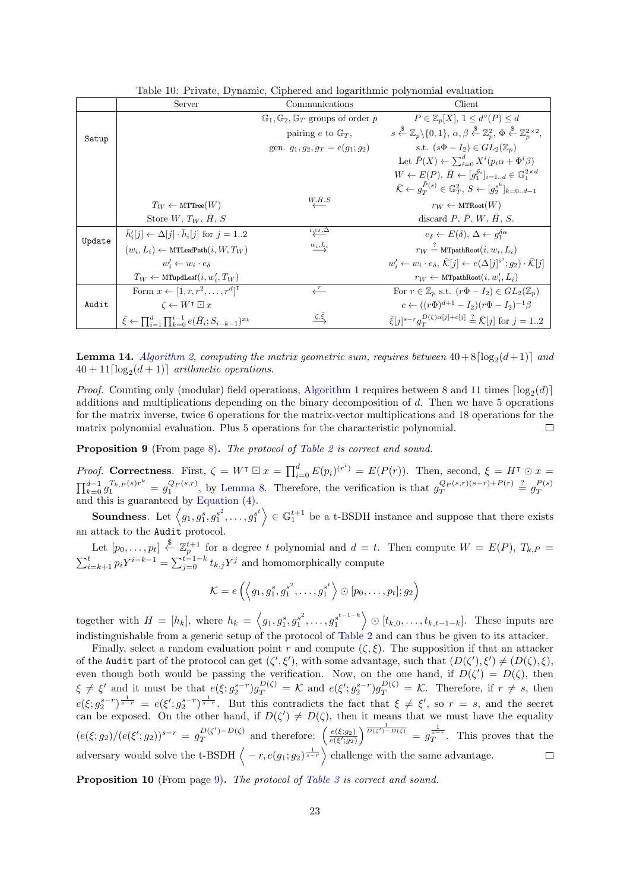Table 10: Private, Dynamic, Ciphered and logarithmic polynomial evaluation

| | Server | Communications | Client |
|---|---|---|---|
| Setup | | $\mathbb{G}_1, \mathbb{G}_2, \mathbb{G}_T$ groups of order $p$ | $P \in \mathbb{Z}_p[X]$, $1 \le d^\circ(P) \le d$ |
| | | pairing $e$ to $\mathbb{G}_T$, | $s \xleftarrow{\$} \mathbb{Z}_p \backslash \{0,1\}$, $\alpha, \beta \xleftarrow{\$} \mathbb{Z}_p^2$, $\Phi \xleftarrow{\$} \mathbb{Z}_p^{2\times 2}$, |
| | | gen. $g_1, g_2, g_T = e(g_1; g_2)$ | s.t. $(s\Phi - I_2) \in GL_2(\mathbb{Z}_p)$ |
| | | | Let $\bar{P}(X) \leftarrow \sum_{i=0}^{d} X^i(p_i\alpha + \Phi^i\beta)$ |
| | | | $W \leftarrow E(P)$, $\bar{H} \leftarrow [g_1^{\bar{p}_i}]_{i=1..d} \in \mathbb{G}_1^{2\times d}$ |
| | | | $\bar{\mathcal{K}} \leftarrow g_T^{\bar{P}(s)} \in \mathbb{G}_T^2$, $S \leftarrow [g_2^{s^k}]_{k=0..d-1}$ |
| | $T_W \leftarrow \texttt{MTTree}(W)$ | $\xleftarrow{W, \bar{H}, S}$ | $r_W \leftarrow \texttt{MTRoot}(W)$ |
| | Store $W$, $T_W$, $\bar{H}$, $S$ | | discard $P$, $\bar{P}$, $W$, $\bar{H}$, $S$. |
| Update | $\bar{h}'_i[j] \leftarrow \Delta[j] \cdot \bar{h}_i[j]$ for $j = 1..2$ | $\xleftarrow{i, e_\delta, \Delta}$ | $e_\delta \leftarrow E(\delta)$, $\Delta \leftarrow g_1^{\delta\alpha}$ |
| | $(w_i, L_i) \leftarrow \texttt{MTLeafPath}(i, W, T_W)$ | $\xrightarrow{w_i, L_i}$ | $r_W \stackrel{?}{=} \texttt{MTpathRoot}(i, w_i, L_i)$ |
| | $w'_i \leftarrow w_i \cdot e_\delta$ | | $w'_i \leftarrow w_i \cdot e_\delta$, $\bar{\mathcal{K}}[j] \leftarrow e(\Delta[j]^{s^i}; g_2) \cdot \bar{\mathcal{K}}[j]$ |
| | $T_W \leftarrow \texttt{MTupdLeaf}(i, w'_i, T_W)$ | | $r_W \leftarrow \texttt{MTpathRoot}(i, w'_i, L_i)$ |
| Audit | Form $x \leftarrow [1, r, r^2, \ldots, r^d]^\intercal$ | $\xleftarrow{r}$ | For $r \in \mathbb{Z}_p$ s.t. $(r\Phi - I_2) \in GL_2(\mathbb{Z}_p)$ |
| | $\zeta \leftarrow W^\intercal \boxdot x$ | | $c \leftarrow ((r\Phi)^{d+1} - I_2)(r\Phi - I_2)^{-1}\beta$ |
| | $\bar{\xi} \leftarrow \prod_{i=1}^{d} \prod_{k=0}^{i-1} e(\bar{H}_i; S_{i-k-1})^{x_k}$ | $\xrightarrow{\zeta, \bar{\xi}}$ | $\bar{\xi}[j]^{s-r} g_T^{D(\zeta)\alpha[j]+c[j]} \stackrel{?}{=} \bar{\mathcal{K}}[j]$ for $j = 1..2$ |

**Lemma 14.** *Algorithm 2, computing the matrix geometric sum, requires between* $40 + 8\lceil \log_2(d+1) \rceil$ *and* $40 + 11\lceil \log_2(d+1) \rceil$ *arithmetic operations.*

*Proof.* Counting only (modular) field operations, Algorithm 1 requires between 8 and 11 times $\lceil \log_2(d) \rceil$ additions and multiplications depending on the binary decomposition of $d$. Then we have 5 operations for the matrix inverse, twice 6 operations for the matrix-vector multiplications and 18 operations for the matrix polynomial evaluation. Plus 5 operations for the characteristic polynomial. ◻

**Proposition 9** (From page 8)**.** *The protocol of Table 2 is correct and sound.*

*Proof.* **Correctness**. First, $\zeta = W^\intercal \boxdot x = \prod_{i=0}^{d} E(p_i)^{(r^i)} = E(P(r))$. Then, second, $\xi = H^\intercal \odot x = \prod_{k=0}^{d-1} g_1^{T_{k,P}(s)r^k} = g_1^{Q_P(s,r)}$, by Lemma 8. Therefore, the verification is that $g_T^{Q_P(s,r)(s-r)+P(r)} \stackrel{?}{=} g_T^{P(s)}$ and this is guaranteed by Equation (4).

**Soundness**. Let $\left\langle g_1, g_1^s, g_1^{s^2}, \ldots, g_1^{s^t} \right\rangle \in \mathbb{G}_1^{t+1}$ be a t-BSDH instance and suppose that there exists an attack to the Audit protocol.

Let $[p_0, \ldots, p_t] \xleftarrow{\$} \mathbb{Z}_p^{t+1}$ for a degree $t$ polynomial and $d = t$. Then compute $W = E(P)$, $T_{k,P} = \sum_{i=k+1}^{t} p_i Y^{i-k-1} = \sum_{j=0}^{t-1-k} t_{k,j} Y^j$ and homomorphically compute

$$\mathcal{K} = e\left(\left\langle g_1, g_1^s, g_1^{s^2}, \ldots, g_1^{s^t} \right\rangle \odot [p_0, \ldots, p_t]; g_2\right)$$

together with $H = [h_k]$, where $h_k = \left\langle g_1, g_1^s, g_1^{s^2}, \ldots, g_1^{s^{t-1-k}} \right\rangle \odot [t_{k,0}, \ldots, t_{k,t-1-k}]$. These inputs are indistinguishable from a generic setup of the protocol of Table 2 and can thus be given to its attacker.

Finally, select a random evaluation point $r$ and compute $(\zeta, \xi)$. The supposition if that an attacker of the Audit part of the protocol can get $(\zeta', \xi')$, with some advantage, such that $(D(\zeta'), \xi') \neq (D(\zeta), \xi)$, even though both would be passing the verification. Now, on the one hand, if $D(\zeta') = D(\zeta)$, then $\xi \neq \xi'$ and it must be that $e(\xi; g_2^{s-r}) g_T^{D(\zeta)} = \mathcal{K}$ and $e(\xi'; g_2^{s-r}) g_T^{D(\zeta)} = \mathcal{K}$. Therefore, if $r \neq s$, then $e(\xi; g_2^{s-r})^{\frac{1}{s-r}} = e(\xi'; g_2^{s-r})^{\frac{1}{s-r}}$. But this contradicts the fact that $\xi \neq \xi'$, so $r = s$, and the secret can be exposed. On the other hand, if $D(\zeta') \neq D(\zeta)$, then it means that we must have the equality $(e(\xi; g_2)/(e(\xi'; g_2))^{s-r} = g_T^{D(\zeta')-D(\zeta)}$ and therefore: $\left(\frac{e(\xi; g_2)}{e(\xi'; g_2)}\right)^{\frac{1}{D(\zeta')-D(\zeta)}} = g_T^{\frac{1}{s-r}}$. This proves that the adversary would solve the t-BSDH $\left\langle -r, e(g_1; g_2)^{\frac{1}{s-r}} \right\rangle$ challenge with the same advantage. ◻

**Proposition 10** (From page 9)**.** *The protocol of Table 3 is correct and sound.*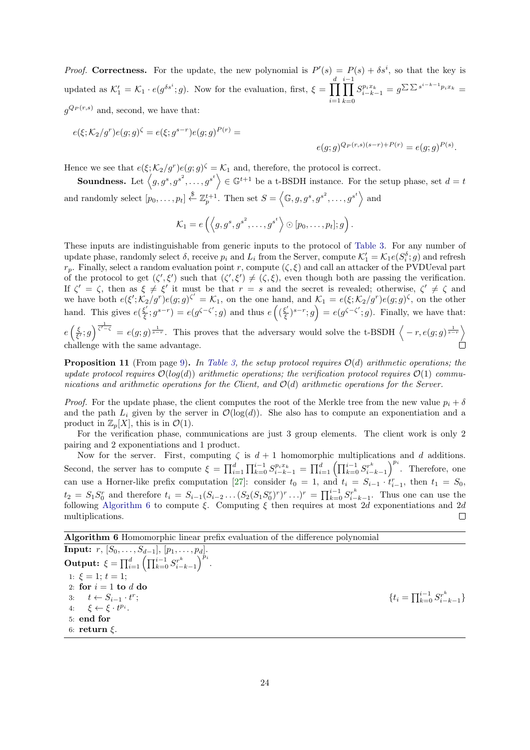*Proof.* **Correctness.** For the update, the new polynomial is $P'(s) = P(s) + \delta s^i$, so that the key is updated as $\mathcal{K}_1' = \mathcal{K}_1 \cdot e(g^{\delta s^i}; g)$. Now for the evaluation, first, $\xi = \prod_{i=1}^{d} \prod_{k=0}^{i-1} S_{i-k-1}^{p_i x_k} = g^{\sum\sum s^{i-k-1} p_i x_k} = g^{Q_P(r,s)}$ and, second, we have that:

$$e(\xi; \mathcal{K}_2/g^r) e(g; g)^{\zeta} = e(\xi; g^{s-r}) e(g; g)^{P(r)} =$$

$$e(g; g)^{Q_P(r,s)(s-r)+P(r)} = e(g; g)^{P(s)}.$$

Hence we see that $e(\xi; \mathcal{K}_2/g^r)e(g;g)^{\zeta} = \mathcal{K}_1$ and, therefore, the protocol is correct.

**Soundness.** Let $\left\langle g, g^s, g^{s^2}, \ldots, g^{s^t} \right\rangle \in \mathbb{G}^{t+1}$ be a t-BSDH instance. For the setup phase, set $d = t$ and randomly select $[p_0, \ldots, p_t] \xleftarrow{\$} \mathbb{Z}_p^{t+1}$. Then set $S = \left\langle \mathbb{G}, g, g^s, g^{s^2}, \ldots, g^{s^t} \right\rangle$ and

$$\mathcal{K}_1 = e\left(\left\langle g, g^s, g^{s^2}, \ldots, g^{s^t} \right\rangle \odot [p_0, \ldots, p_t]; g\right).$$

These inputs are indistinguishable from generic inputs to the protocol of Table 3. For any number of update phase, randomly select $\delta$, receive $p_i$ and $L_i$ from the Server, compute $\mathcal{K}_1' = \mathcal{K}_1 e(S_i^{\delta}; g)$ and refresh $r_p$. Finally, select a random evaluation point $r$, compute $(\zeta, \xi)$ and call an attacker of the PVDUeval part of the protocol to get $(\zeta', \xi')$ such that $(\zeta', \xi') \neq (\zeta, \xi)$, even though both are passing the verification. If $\zeta' = \zeta$, then as $\xi \neq \xi'$ it must be that $r = s$ and the secret is revealed; otherwise, $\zeta' \neq \zeta$ and we have both $e(\xi'; \mathcal{K}_2/g^r)e(g;g)^{\zeta'} = \mathcal{K}_1$, on the one hand, and $\mathcal{K}_1 = e(\xi; \mathcal{K}_2/g^r)e(g;g)^{\zeta}$, on the other hand. This gives $e(\frac{\xi'}{\xi}; g^{s-r}) = e(g^{\zeta-\zeta'}; g)$ and thus $e\left((\frac{\xi'}{\xi})^{s-r}; g\right) = e(g^{\zeta-\zeta'}; g)$. Finally, we have that: $e\left(\frac{\xi}{\xi'}; g\right)^{\frac{1}{\zeta'-\zeta}} = e(g;g)^{\frac{1}{s-r}}$. This proves that the adversary would solve the t-BSDH $\left\langle -r, e(g;g)^{\frac{1}{s-r}} \right\rangle$ challenge with the same advantage. ∎

**Proposition 11** (From page 9). *In Table 3, the setup protocol requires $\mathcal{O}(d)$ arithmetic operations; the update protocol requires $\mathcal{O}(log(d))$ arithmetic operations; the verification protocol requires $\mathcal{O}(1)$ communications and arithmetic operations for the Client, and $\mathcal{O}(d)$ arithmetic operations for the Server.*

*Proof.* For the update phase, the client computes the root of the Merkle tree from the new value $p_i + \delta$ and the path $L_i$ given by the server in $\mathcal{O}(\log(d))$. She also has to compute an exponentiation and a product in $\mathbb{Z}_p[X]$, this is in $\mathcal{O}(1)$.

For the verification phase, communications are just 3 group elements. The client work is only 2 pairing and 2 exponentiations and 1 product.

Now for the server. First, computing $\zeta$ is $d+1$ homomorphic multiplications and $d$ additions. Second, the server has to compute $\xi = \prod_{i=1}^{d} \prod_{k=0}^{i-1} S_{i-k-1}^{p_i x_k} = \prod_{i=1}^{d} \left(\prod_{k=0}^{i-1} S_{i-k-1}^{r^k}\right)^{p_i}$. Therefore, one can use a Horner-like prefix computation [27]: consider $t_0 = 1$, and $t_i = S_{i-1} \cdot t_{i-1}^r$, then $t_1 = S_0$, $t_2 = S_1 S_0^r$ and therefore $t_i = S_{i-1}(S_{i-2} \ldots (S_2(S_1 S_0^r)^r)^r \ldots)^r = \prod_{k=0}^{i-1} S_{i-k-1}^{r^k}$. Thus one can use the following Algorithm 6 to compute $\xi$. Computing $\xi$ then requires at most $2d$ exponentiations and $2d$ multiplications. ∎

**Algorithm 6** Homomorphic linear prefix evaluation of the difference polynomial

**Input:** $r$, $[S_0, \ldots, S_{d-1}]$, $[p_1, \ldots, p_d]$.
**Output:** $\xi = \prod_{i=1}^{d} \left(\prod_{k=0}^{i-1} S_{i-k-1}^{r^k}\right)^{p_i}$.

```
1: ξ = 1; t = 1;
2: for i = 1 to d do
3:     t ← S_{i-1} · t^r;                {t_i = ∏_{k=0}^{i-1} S_{i-k-1}^{r^k}}
4:     ξ ← ξ · t^{p_i}.
5: end for
6: return ξ.
```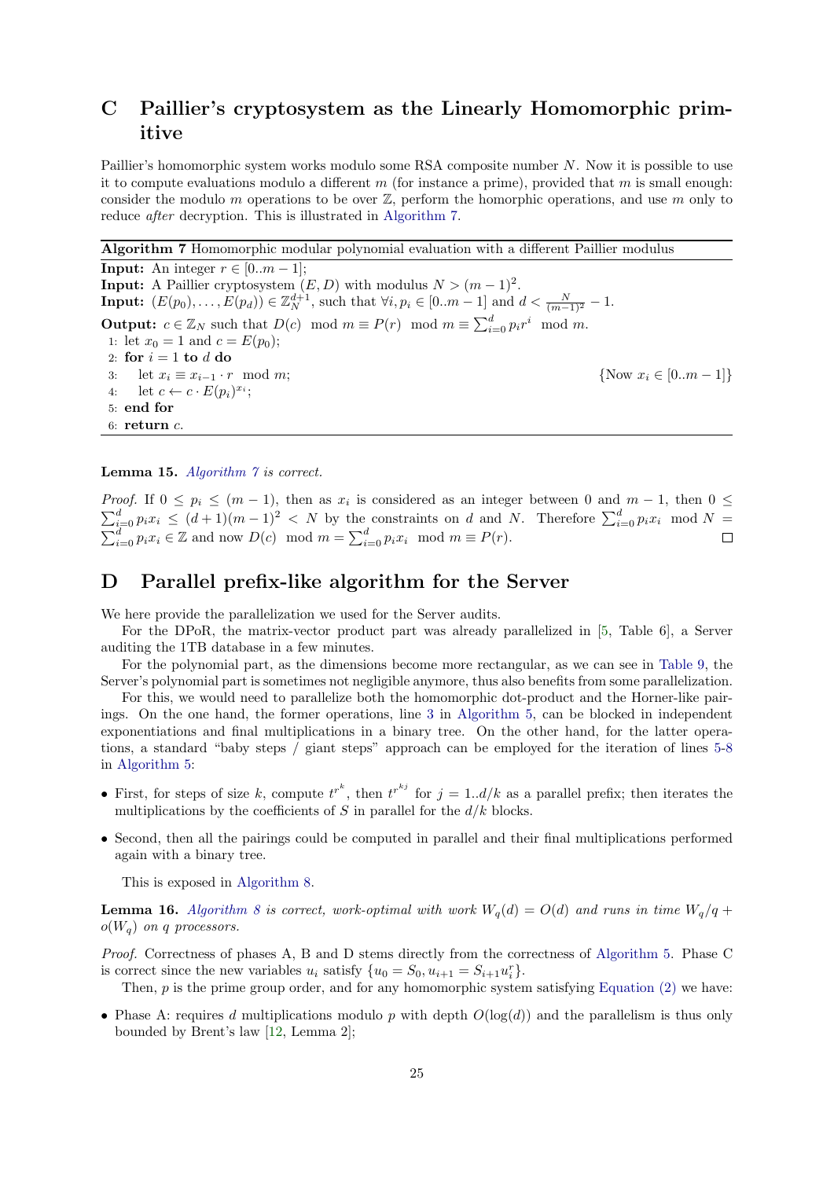# C Paillier's cryptosystem as the Linearly Homomorphic primitive

Paillier's homomorphic system works modulo some RSA composite number $N$. Now it is possible to use it to compute evaluations modulo a different $m$ (for instance a prime), provided that $m$ is small enough: consider the modulo $m$ operations to be over $\mathbb{Z}$, perform the homorphic operations, and use $m$ only to reduce *after* decryption. This is illustrated in Algorithm 7.

---

**Algorithm 7** Homomorphic modular polynomial evaluation with a different Paillier modulus

---

**Input:** An integer $r \in [0..m-1]$;
**Input:** A Paillier cryptosystem $(E, D)$ with modulus $N > (m-1)^2$.
**Input:** $(E(p_0), \ldots, E(p_d)) \in \mathbb{Z}_N^{d+1}$, such that $\forall i, p_i \in [0..m-1]$ and $d < \frac{N}{(m-1)^2} - 1$.
**Output:** $c \in \mathbb{Z}_N$ such that $D(c) \mod m \equiv P(r) \mod m \equiv \sum_{i=0}^{d} p_i r^i \mod m$.

1: let $x_0 = 1$ and $c = E(p_0)$;
2: **for** $i = 1$ **to** $d$ **do**
3: &nbsp;&nbsp;&nbsp;let $x_i \equiv x_{i-1} \cdot r \mod m$; &nbsp;&nbsp;&nbsp;{Now $x_i \in [0..m-1]$}
4: &nbsp;&nbsp;&nbsp;let $c \leftarrow c \cdot E(p_i)^{x_i}$;
5: **end for**
6: **return** $c$.

---

**Lemma 15.** *Algorithm 7 is correct.*

*Proof.* If $0 \leq p_i \leq (m-1)$, then as $x_i$ is considered as an integer between 0 and $m-1$, then $0 \leq \sum_{i=0}^{d} p_i x_i \leq (d+1)(m-1)^2 < N$ by the constraints on $d$ and $N$. Therefore $\sum_{i=0}^{d} p_i x_i \mod N = \sum_{i=0}^{d} p_i x_i \in \mathbb{Z}$ and now $D(c) \mod m = \sum_{i=0}^{d} p_i x_i \mod m \equiv P(r)$. ◻

# D Parallel prefix-like algorithm for the Server

We here provide the parallelization we used for the Server audits.

For the DPoR, the matrix-vector product part was already parallelized in [5, Table 6], a Server auditing the 1TB database in a few minutes.

For the polynomial part, as the dimensions become more rectangular, as we can see in Table 9, the Server's polynomial part is sometimes not negligible anymore, thus also benefits from some parallelization.

For this, we would need to parallelize both the homomorphic dot-product and the Horner-like pairings. On the one hand, the former operations, line 3 in Algorithm 5, can be blocked in independent exponentiations and final multiplications in a binary tree. On the other hand, for the latter operations, a standard "baby steps / giant steps" approach can be employed for the iteration of lines 5-8 in Algorithm 5:

- First, for steps of size $k$, compute $t^{r^k}$, then $t^{r^{kj}}$ for $j = 1..d/k$ as a parallel prefix; then iterates the multiplications by the coefficients of $S$ in parallel for the $d/k$ blocks.
- Second, then all the pairings could be computed in parallel and their final multiplications performed again with a binary tree.

This is exposed in Algorithm 8.

**Lemma 16.** *Algorithm 8 is correct, work-optimal with work $W_q(d) = O(d)$ and runs in time $W_q/q + o(W_q)$ on $q$ processors.*

*Proof.* Correctness of phases A, B and D stems directly from the correctness of Algorithm 5. Phase C is correct since the new variables $u_i$ satisfy $\{u_0 = S_0, u_{i+1} = S_{i+1} u_i^r\}$.

Then, $p$ is the prime group order, and for any homomorphic system satisfying Equation (2) we have:

- Phase A: requires $d$ multiplications modulo $p$ with depth $O(\log(d))$ and the parallelism is thus only bounded by Brent's law [12, Lemma 2];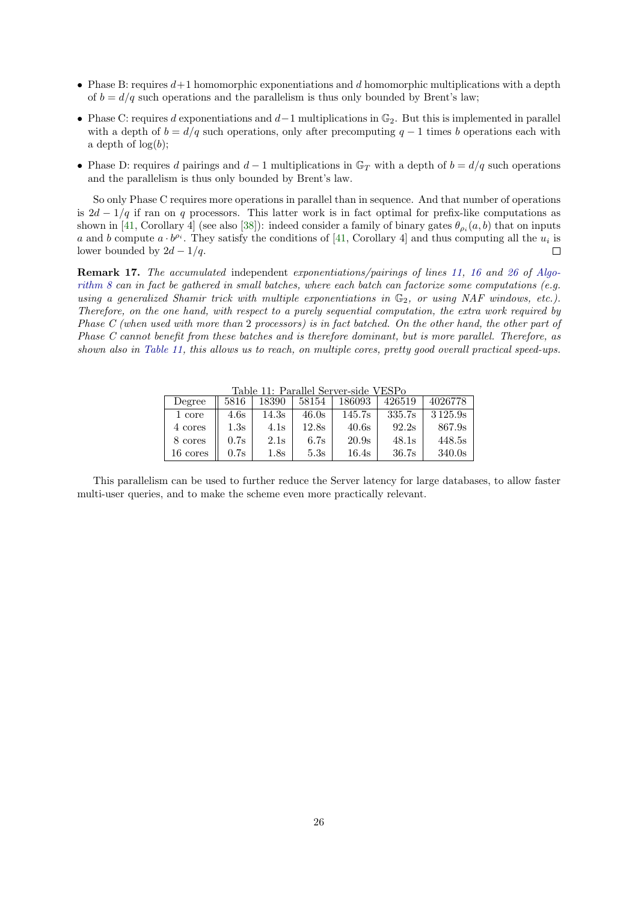- Phase B: requires $d+1$ homomorphic exponentiations and $d$ homomorphic multiplications with a depth of $b = d/q$ such operations and the parallelism is thus only bounded by Brent's law;
- Phase C: requires $d$ exponentiations and $d-1$ multiplications in $\mathbb{G}_2$. But this is implemented in parallel with a depth of $b = d/q$ such operations, only after precomputing $q-1$ times $b$ operations each with a depth of $\log(b)$;
- Phase D: requires $d$ pairings and $d-1$ multiplications in $\mathbb{G}_T$ with a depth of $b = d/q$ such operations and the parallelism is thus only bounded by Brent's law.

So only Phase C requires more operations in parallel than in sequence. And that number of operations is $2d - 1/q$ if ran on $q$ processors. This latter work is in fact optimal for prefix-like computations as shown in [41, Corollary 4] (see also [38]): indeed consider a family of binary gates $\theta_{\rho_i}(a, b)$ that on inputs $a$ and $b$ compute $a \cdot b^{\rho_i}$. They satisfy the conditions of [41, Corollary 4] and thus computing all the $u_i$ is lower bounded by $2d - 1/q$. □

**Remark 17.** *The accumulated* independent *exponentiations/pairings of lines 11, 16 and 26 of Algorithm 8 can in fact be gathered in small batches, where each batch can factorize some computations (e.g. using a generalized Shamir trick with multiple exponentiations in $\mathbb{G}_2$, or using NAF windows, etc.). Therefore, on the one hand, with respect to a purely sequential computation, the extra work required by Phase C (when used with more than 2 processors) is in fact batched. On the other hand, the other part of Phase C cannot benefit from these batches and is therefore dominant, but is more parallel. Therefore, as shown also in Table 11, this allows us to reach, on multiple cores, pretty good overall practical speed-ups.*

Table 11: Parallel Server-side VESPo

| Degree | 5816 | 18390 | 58154 | 186093 | 426519 | 4026778 |
|---|---|---|---|---|---|---|
| 1 core | 4.6s | 14.3s | 46.0s | 145.7s | 335.7s | 3 125.9s |
| 4 cores | 1.3s | 4.1s | 12.8s | 40.6s | 92.2s | 867.9s |
| 8 cores | 0.7s | 2.1s | 6.7s | 20.9s | 48.1s | 448.5s |
| 16 cores | 0.7s | 1.8s | 5.3s | 16.4s | 36.7s | 340.0s |

This parallelism can be used to further reduce the Server latency for large databases, to allow faster multi-user queries, and to make the scheme even more practically relevant.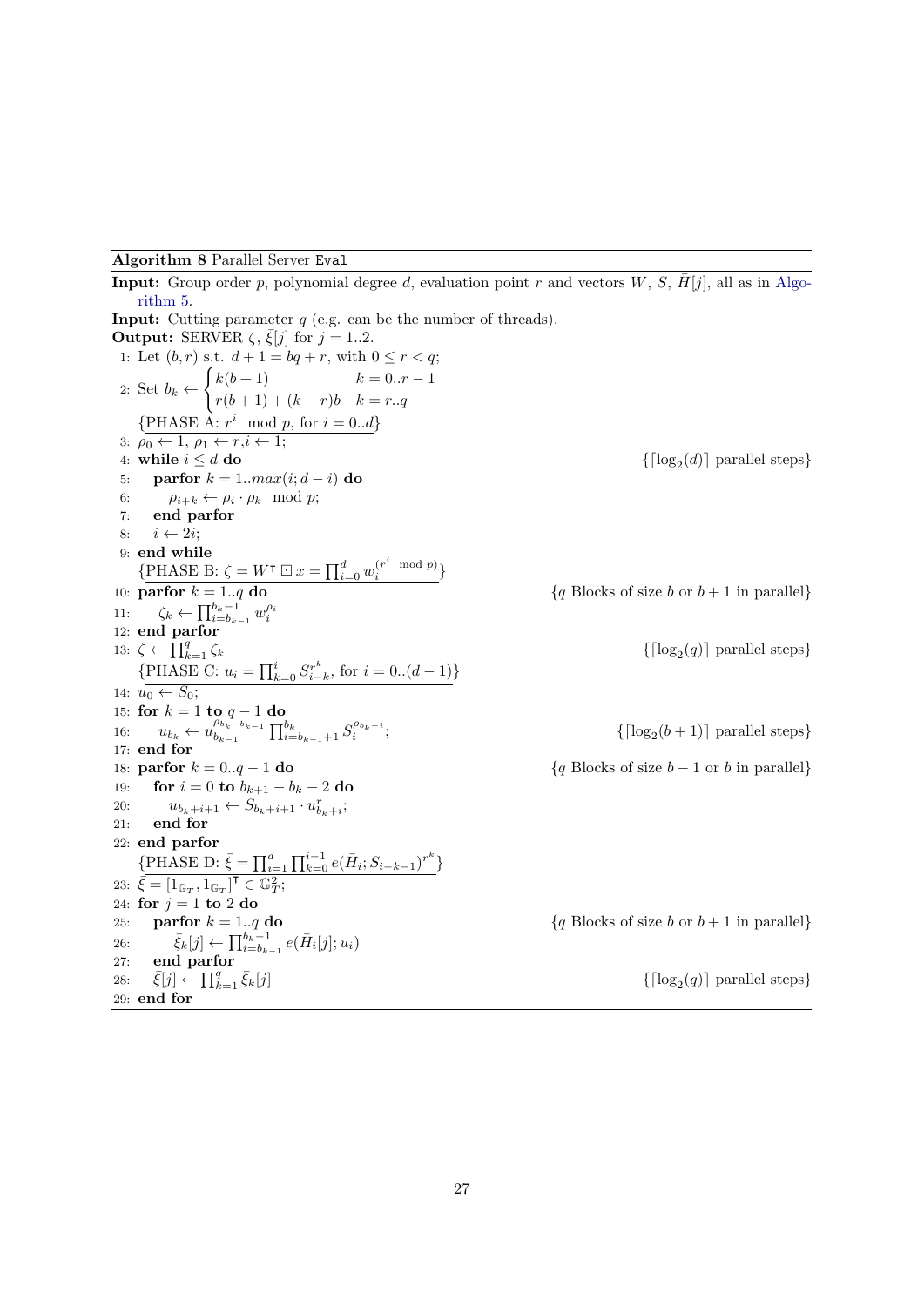**Algorithm 8** Parallel Server `Eval`

**Input:** Group order $p$, polynomial degree $d$, evaluation point $r$ and vectors $W$, $S$, $\bar{H}[j]$, all as in Algorithm 5.

**Input:** Cutting parameter $q$ (e.g. can be the number of threads).

**Output:** SERVER $\zeta$, $\bar{\xi}[j]$ for $j = 1..2$.

1: Let $(b, r)$ s.t. $d + 1 = bq + r$, with $0 \leq r < q$;

2: Set $b_k \leftarrow \begin{cases} k(b+1) & k = 0..r-1 \\ r(b+1) + (k-r)b & k = r..q \end{cases}$

{PHASE A: $r^i \mod p$, for $i = 0..d$}

3: $\rho_0 \leftarrow 1$, $\rho_1 \leftarrow r$, $i \leftarrow 1$;

4: **while** $i \leq d$ **do** {$\lceil \log_2(d) \rceil$ parallel steps}

5: **parfor** $k = 1..max(i; d - i)$ **do**

6: $\rho_{i+k} \leftarrow \rho_i \cdot \rho_k \mod p$;

7: **end parfor**

8: $i \leftarrow 2i$;

9: **end while**

{PHASE B: $\zeta = W^\intercal \boxdot x = \prod_{i=0}^{d} w_i^{(r^i \mod p)}$}

10: **parfor** $k = 1..q$ **do** {$q$ Blocks of size $b$ or $b + 1$ in parallel}

11: $\zeta_k \leftarrow \prod_{i=b_{k-1}}^{b_k - 1} w_i^{\rho_i}$

12: **end parfor**

13: $\zeta \leftarrow \prod_{k=1}^{q} \zeta_k$ {$\lceil \log_2(q) \rceil$ parallel steps}

{PHASE C: $u_i = \prod_{k=0}^{i} S_{i-k}^{r^k}$, for $i = 0..(d-1)$}

14: $u_0 \leftarrow S_0$;

15: **for** $k = 1$ **to** $q - 1$ **do**

16: $u_{b_k} \leftarrow u_{b_{k-1}}^{\rho_{b_k - b_{k-1}}} \prod_{i=b_{k-1}+1}^{b_k} S_i^{\rho_{b_k - i}}$; {$\lceil \log_2(b+1) \rceil$ parallel steps}

17: **end for**

18: **parfor** $k = 0..q - 1$ **do** {$q$ Blocks of size $b - 1$ or $b$ in parallel}

19: **for** $i = 0$ **to** $b_{k+1} - b_k - 2$ **do**

20: $u_{b_k+i+1} \leftarrow S_{b_k+i+1} \cdot u_{b_k+i}^r$;

21: **end for**

22: **end parfor**

{PHASE D: $\bar{\xi} = \prod_{i=1}^{d} \prod_{k=0}^{i-1} e(\bar{H}_i; S_{i-k-1})^{r^k}$}

23: $\bar{\xi} = [1_{\mathbb{G}_T}, 1_{\mathbb{G}_T}]^\intercal \in \mathbb{G}_T^2$;

24: **for** $j = 1$ **to** $2$ **do**

25: **parfor** $k = 1..q$ **do** {$q$ Blocks of size $b$ or $b + 1$ in parallel}

26: $\bar{\xi}_k[j] \leftarrow \prod_{i=b_{k-1}}^{b_k - 1} e(\bar{H}_i[j]; u_i)$

27: **end parfor**

28: $\bar{\xi}[j] \leftarrow \prod_{k=1}^{q} \bar{\xi}_k[j]$ {$\lceil \log_2(q) \rceil$ parallel steps}

29: **end for**